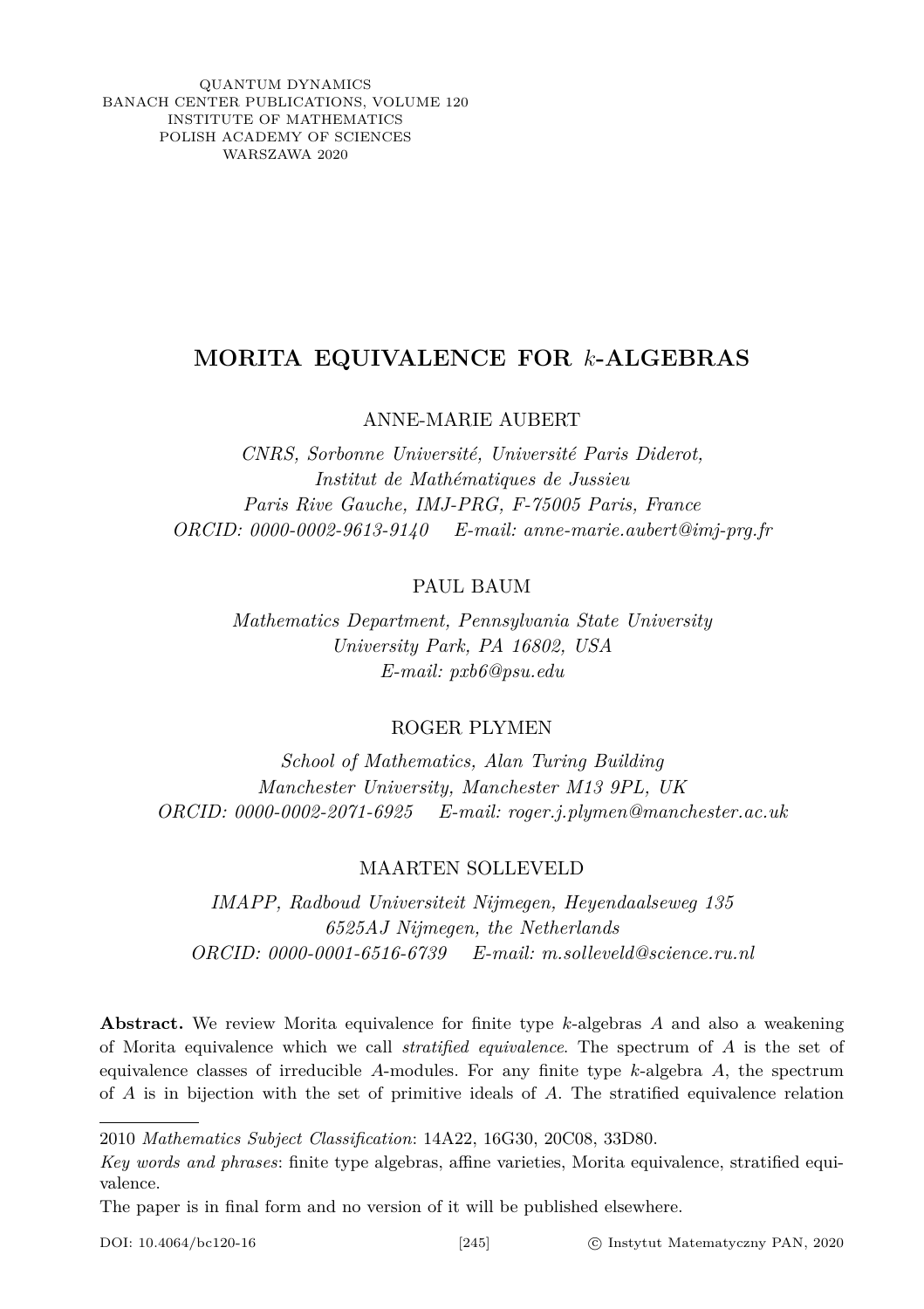QUANTUM DYNAMICS
BANACH CENTER PUBLICATIONS, VOLUME 120
INSTITUTE OF MATHEMATICS
POLISH ACADEMY OF SCIENCES
WARSZAWA 2020

# MORITA EQUIVALENCE FOR $k$-ALGEBRAS

ANNE-MARIE AUBERT

*CNRS, Sorbonne Université, Université Paris Diderot,*
*Institut de Mathématiques de Jussieu*
*Paris Rive Gauche, IMJ-PRG, F-75005 Paris, France*
*ORCID: 0000-0002-9613-9140 E-mail: anne-marie.aubert@imj-prg.fr*

PAUL BAUM

*Mathematics Department, Pennsylvania State University*
*University Park, PA 16802, USA*
*E-mail: pxb6@psu.edu*

ROGER PLYMEN

*School of Mathematics, Alan Turing Building*
*Manchester University, Manchester M13 9PL, UK*
*ORCID: 0000-0002-2071-6925 E-mail: roger.j.plymen@manchester.ac.uk*

MAARTEN SOLLEVELD

*IMAPP, Radboud Universiteit Nijmegen, Heyendaalseweg 135*
*6525AJ Nijmegen, the Netherlands*
*ORCID: 0000-0001-6516-6739 E-mail: m.solleveld@science.ru.nl*

**Abstract.** We review Morita equivalence for finite type $k$-algebras $A$ and also a weakening of Morita equivalence which we call *stratified equivalence*. The spectrum of $A$ is the set of equivalence classes of irreducible $A$-modules. For any finite type $k$-algebra $A$, the spectrum of $A$ is in bijection with the set of primitive ideals of $A$. The stratified equivalence relation

---

2010 *Mathematics Subject Classification*: 14A22, 16G30, 20C08, 33D80.

*Key words and phrases*: finite type algebras, affine varieties, Morita equivalence, stratified equivalence.

The paper is in final form and no version of it will be published elsewhere.

DOI: 10.4064/bc120-16 © Instytut Matematyczny PAN, 2020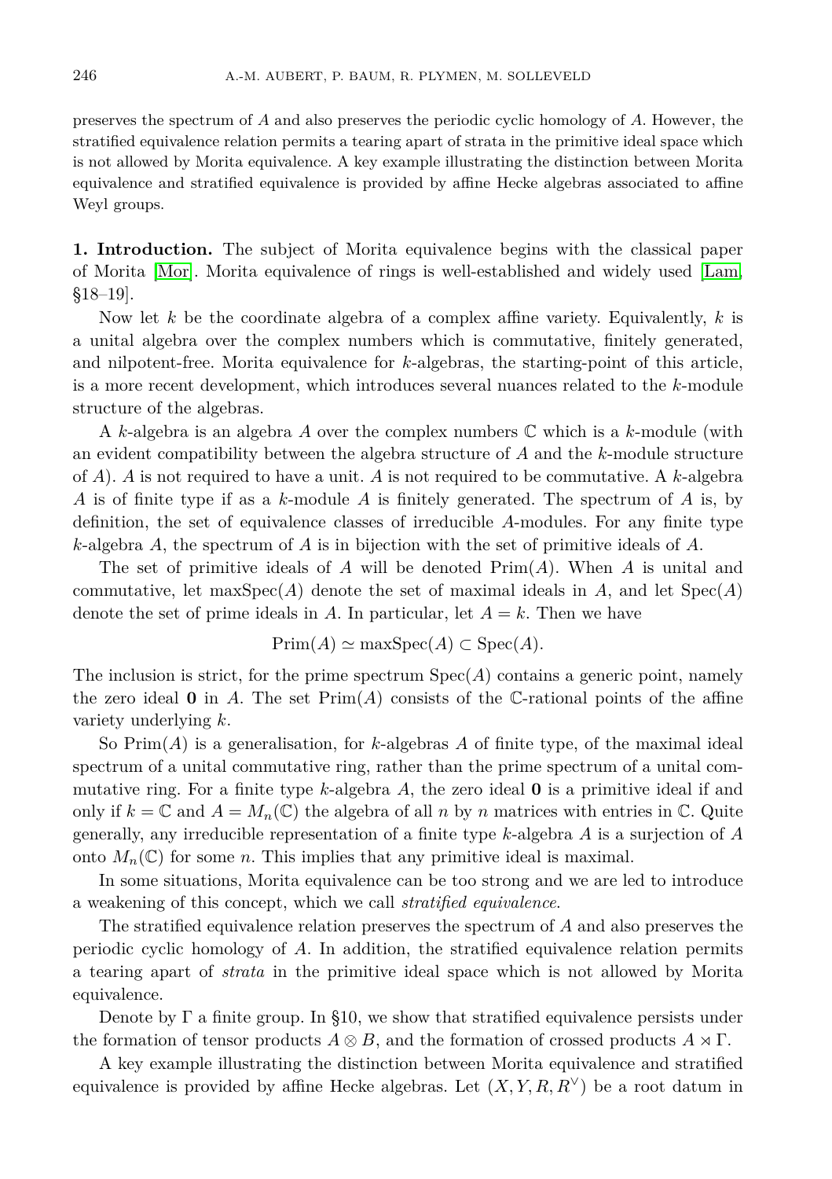preserves the spectrum of $A$ and also preserves the periodic cyclic homology of $A$. However, the stratified equivalence relation permits a tearing apart of strata in the primitive ideal space which is not allowed by Morita equivalence. A key example illustrating the distinction between Morita equivalence and stratified equivalence is provided by affine Hecke algebras associated to affine Weyl groups.

**1. Introduction.** The subject of Morita equivalence begins with the classical paper of Morita [Mor]. Morita equivalence of rings is well-established and widely used [Lam, §18–19].

Now let $k$ be the coordinate algebra of a complex affine variety. Equivalently, $k$ is a unital algebra over the complex numbers which is commutative, finitely generated, and nilpotent-free. Morita equivalence for $k$-algebras, the starting-point of this article, is a more recent development, which introduces several nuances related to the $k$-module structure of the algebras.

A $k$-algebra is an algebra $A$ over the complex numbers $\mathbb{C}$ which is a $k$-module (with an evident compatibility between the algebra structure of $A$ and the $k$-module structure of $A$). $A$ is not required to have a unit. $A$ is not required to be commutative. A $k$-algebra $A$ is of finite type if as a $k$-module $A$ is finitely generated. The spectrum of $A$ is, by definition, the set of equivalence classes of irreducible $A$-modules. For any finite type $k$-algebra $A$, the spectrum of $A$ is in bijection with the set of primitive ideals of $A$.

The set of primitive ideals of $A$ will be denoted $\mathrm{Prim}(A)$. When $A$ is unital and commutative, let $\mathrm{maxSpec}(A)$ denote the set of maximal ideals in $A$, and let $\mathrm{Spec}(A)$ denote the set of prime ideals in $A$. In particular, let $A = k$. Then we have

$$\mathrm{Prim}(A) \simeq \mathrm{maxSpec}(A) \subset \mathrm{Spec}(A).$$

The inclusion is strict, for the prime spectrum $\mathrm{Spec}(A)$ contains a generic point, namely the zero ideal $\mathbf{0}$ in $A$. The set $\mathrm{Prim}(A)$ consists of the $\mathbb{C}$-rational points of the affine variety underlying $k$.

So $\mathrm{Prim}(A)$ is a generalisation, for $k$-algebras $A$ of finite type, of the maximal ideal spectrum of a unital commutative ring, rather than the prime spectrum of a unital commutative ring. For a finite type $k$-algebra $A$, the zero ideal $\mathbf{0}$ is a primitive ideal if and only if $k = \mathbb{C}$ and $A = M_n(\mathbb{C})$ the algebra of all $n$ by $n$ matrices with entries in $\mathbb{C}$. Quite generally, any irreducible representation of a finite type $k$-algebra $A$ is a surjection of $A$ onto $M_n(\mathbb{C})$ for some $n$. This implies that any primitive ideal is maximal.

In some situations, Morita equivalence can be too strong and we are led to introduce a weakening of this concept, which we call *stratified equivalence*.

The stratified equivalence relation preserves the spectrum of $A$ and also preserves the periodic cyclic homology of $A$. In addition, the stratified equivalence relation permits a tearing apart of *strata* in the primitive ideal space which is not allowed by Morita equivalence.

Denote by $\Gamma$ a finite group. In §10, we show that stratified equivalence persists under the formation of tensor products $A \otimes B$, and the formation of crossed products $A \rtimes \Gamma$.

A key example illustrating the distinction between Morita equivalence and stratified equivalence is provided by affine Hecke algebras. Let $(X, Y, R, R^\vee)$ be a root datum in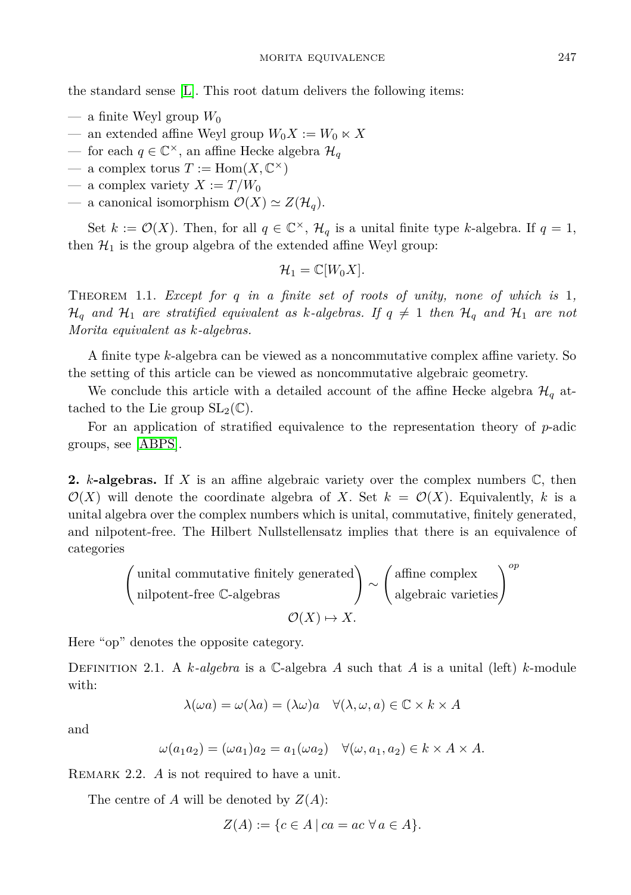the standard sense [L]. This root datum delivers the following items:

- a finite Weyl group $W_0$
- an extended affine Weyl group $W_0X := W_0 \ltimes X$
- for each $q \in \mathbb{C}^\times$, an affine Hecke algebra $\mathcal{H}_q$
- a complex torus $T := \mathrm{Hom}(X, \mathbb{C}^\times)$
- a complex variety $X := T/W_0$
- a canonical isomorphism $\mathcal{O}(X) \simeq Z(\mathcal{H}_q)$.

Set $k := \mathcal{O}(X)$. Then, for all $q \in \mathbb{C}^\times$, $\mathcal{H}_q$ is a unital finite type $k$-algebra. If $q = 1$, then $\mathcal{H}_1$ is the group algebra of the extended affine Weyl group:

$$\mathcal{H}_1 = \mathbb{C}[W_0X].$$

Theorem 1.1. *Except for $q$ in a finite set of roots of unity, none of which is 1, $\mathcal{H}_q$ and $\mathcal{H}_1$ are stratified equivalent as $k$-algebras. If $q \neq 1$ then $\mathcal{H}_q$ and $\mathcal{H}_1$ are not Morita equivalent as $k$-algebras.*

A finite type $k$-algebra can be viewed as a noncommutative complex affine variety. So the setting of this article can be viewed as noncommutative algebraic geometry.

We conclude this article with a detailed account of the affine Hecke algebra $\mathcal{H}_q$ attached to the Lie group $\mathrm{SL}_2(\mathbb{C})$.

For an application of stratified equivalence to the representation theory of $p$-adic groups, see [ABPS].

**2. $k$-algebras.** If $X$ is an affine algebraic variety over the complex numbers $\mathbb{C}$, then $\mathcal{O}(X)$ will denote the coordinate algebra of $X$. Set $k = \mathcal{O}(X)$. Equivalently, $k$ is a unital algebra over the complex numbers which is unital, commutative, finitely generated, and nilpotent-free. The Hilbert Nullstellensatz implies that there is an equivalence of categories

$$\begin{pmatrix} \text{unital commutative finitely generated} \\ \text{nilpotent-free } \mathbb{C}\text{-algebras} \end{pmatrix} \sim \begin{pmatrix} \text{affine complex} \\ \text{algebraic varieties} \end{pmatrix}^{op}$$
$$\mathcal{O}(X) \mapsto X.$$

Here "op" denotes the opposite category.

Definition 2.1. A *$k$-algebra* is a $\mathbb{C}$-algebra $A$ such that $A$ is a unital (left) $k$-module with:

$$\lambda(\omega a) = \omega(\lambda a) = (\lambda\omega)a \quad \forall(\lambda, \omega, a) \in \mathbb{C} \times k \times A$$

and

$$\omega(a_1a_2) = (\omega a_1)a_2 = a_1(\omega a_2) \quad \forall(\omega, a_1, a_2) \in k \times A \times A.$$

Remark 2.2. $A$ is not required to have a unit.

The centre of $A$ will be denoted by $Z(A)$:

$$Z(A) := \{c \in A \mid ca = ac \;\forall\, a \in A\}.$$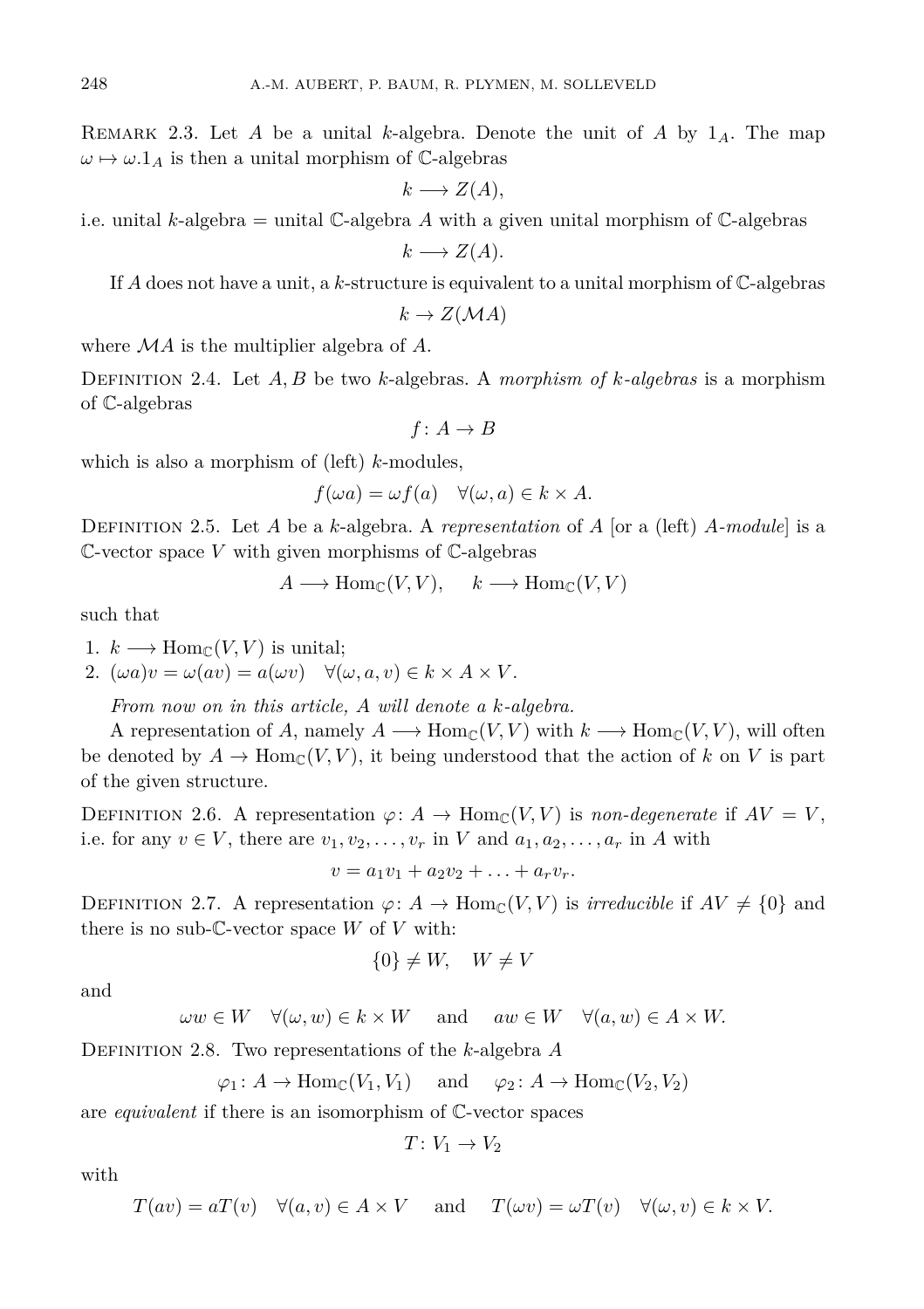Remark 2.3. Let $A$ be a unital $k$-algebra. Denote the unit of $A$ by $1_A$. The map $\omega \mapsto \omega.1_A$ is then a unital morphism of $\mathbb{C}$-algebras

$$k \longrightarrow Z(A),$$

i.e. unital $k$-algebra = unital $\mathbb{C}$-algebra $A$ with a given unital morphism of $\mathbb{C}$-algebras

$$k \longrightarrow Z(A).$$

If $A$ does not have a unit, a $k$-structure is equivalent to a unital morphism of $\mathbb{C}$-algebras

$$k \to Z(\mathcal{M}A)$$

where $\mathcal{M}A$ is the multiplier algebra of $A$.

Definition 2.4. Let $A, B$ be two $k$-algebras. A *morphism of $k$-algebras* is a morphism of $\mathbb{C}$-algebras

$$f \colon A \to B$$

which is also a morphism of (left) $k$-modules,

$$f(\omega a) = \omega f(a) \quad \forall (\omega, a) \in k \times A.$$

Definition 2.5. Let $A$ be a $k$-algebra. A *representation* of $A$ [or a (left) *$A$-module*] is a $\mathbb{C}$-vector space $V$ with given morphisms of $\mathbb{C}$-algebras

$$A \longrightarrow \mathrm{Hom}_{\mathbb{C}}(V, V), \qquad k \longrightarrow \mathrm{Hom}_{\mathbb{C}}(V, V)$$

such that

1. $k \longrightarrow \mathrm{Hom}_{\mathbb{C}}(V, V)$ is unital;
2. $(\omega a)v = \omega(av) = a(\omega v) \quad \forall (\omega, a, v) \in k \times A \times V$.

*From now on in this article, $A$ will denote a $k$-algebra.*

A representation of $A$, namely $A \longrightarrow \mathrm{Hom}_{\mathbb{C}}(V, V)$ with $k \longrightarrow \mathrm{Hom}_{\mathbb{C}}(V, V)$, will often be denoted by $A \to \mathrm{Hom}_{\mathbb{C}}(V, V)$, it being understood that the action of $k$ on $V$ is part of the given structure.

Definition 2.6. A representation $\varphi \colon A \to \mathrm{Hom}_{\mathbb{C}}(V, V)$ is *non-degenerate* if $AV = V$, i.e. for any $v \in V$, there are $v_1, v_2, \ldots, v_r$ in $V$ and $a_1, a_2, \ldots, a_r$ in $A$ with

$$v = a_1 v_1 + a_2 v_2 + \ldots + a_r v_r.$$

Definition 2.7. A representation $\varphi \colon A \to \mathrm{Hom}_{\mathbb{C}}(V, V)$ is *irreducible* if $AV \neq \{0\}$ and there is no sub-$\mathbb{C}$-vector space $W$ of $V$ with:

$$\{0\} \neq W, \quad W \neq V$$

and

$$\omega w \in W \quad \forall (\omega, w) \in k \times W \quad \text{ and } \quad aw \in W \quad \forall (a, w) \in A \times W.$$

Definition 2.8. Two representations of the $k$-algebra $A$

$$\varphi_1 \colon A \to \mathrm{Hom}_{\mathbb{C}}(V_1, V_1) \quad \text{ and } \quad \varphi_2 \colon A \to \mathrm{Hom}_{\mathbb{C}}(V_2, V_2)$$

are *equivalent* if there is an isomorphism of $\mathbb{C}$-vector spaces

$$T \colon V_1 \to V_2$$

with

$$T(av) = aT(v) \quad \forall (a, v) \in A \times V \quad \text{ and } \quad T(\omega v) = \omega T(v) \quad \forall (\omega, v) \in k \times V.$$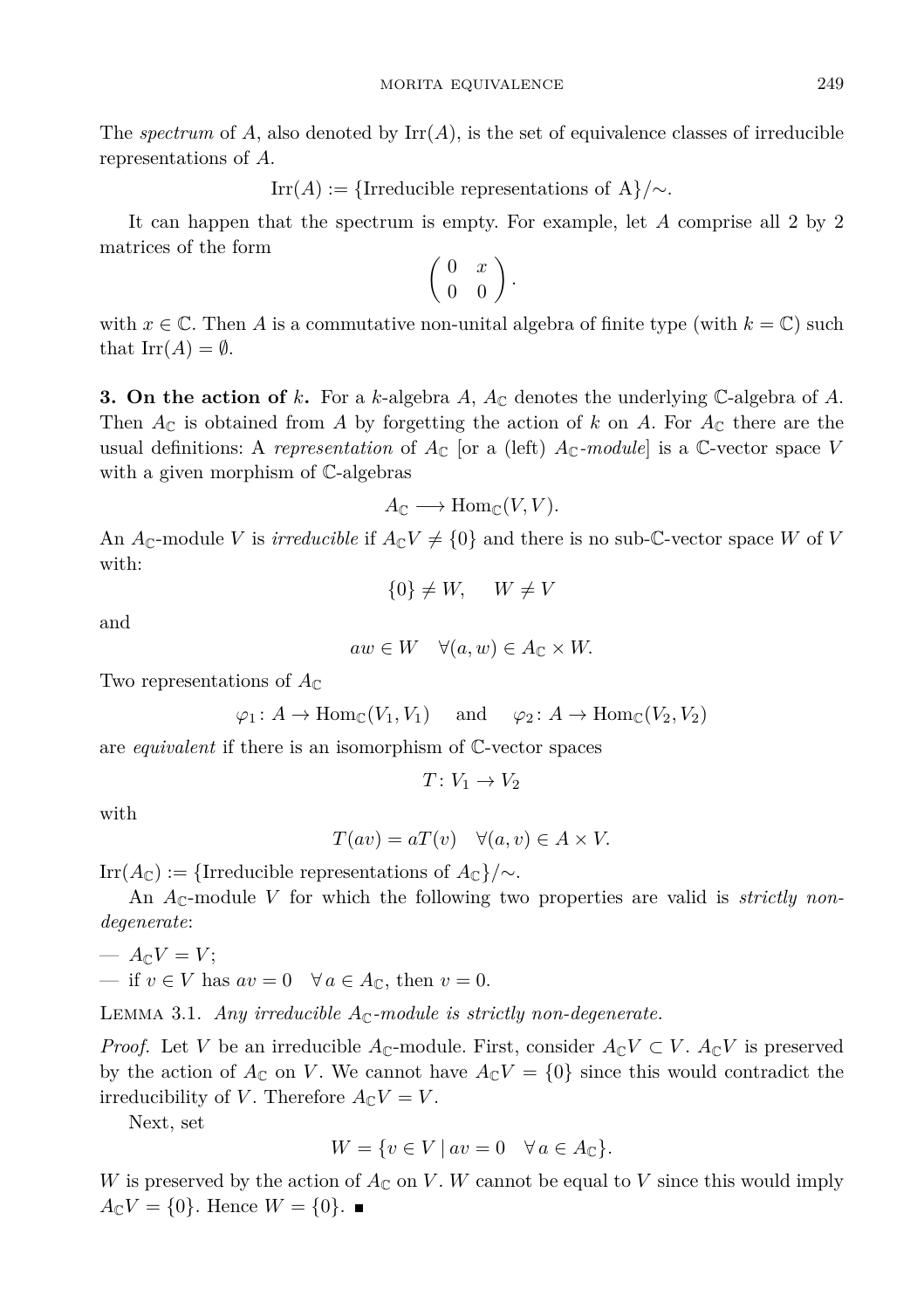The *spectrum* of $A$, also denoted by $\text{Irr}(A)$, is the set of equivalence classes of irreducible representations of $A$.

$$\text{Irr}(A) := \{\text{Irreducible representations of A}\}/\sim.$$

It can happen that the spectrum is empty. For example, let $A$ comprise all 2 by 2 matrices of the form

$$\begin{pmatrix} 0 & x \\ 0 & 0 \end{pmatrix}.$$

with $x \in \mathbb{C}$. Then $A$ is a commutative non-unital algebra of finite type (with $k = \mathbb{C}$) such that $\text{Irr}(A) = \emptyset$.

**3. On the action of $k$.** For a $k$-algebra $A$, $A_{\mathbb{C}}$ denotes the underlying $\mathbb{C}$-algebra of $A$. Then $A_{\mathbb{C}}$ is obtained from $A$ by forgetting the action of $k$ on $A$. For $A_{\mathbb{C}}$ there are the usual definitions: A *representation* of $A_{\mathbb{C}}$ [or a (left) $A_{\mathbb{C}}$*-module*] is a $\mathbb{C}$-vector space $V$ with a given morphism of $\mathbb{C}$-algebras

$$A_{\mathbb{C}} \longrightarrow \text{Hom}_{\mathbb{C}}(V, V).$$

An $A_{\mathbb{C}}$-module $V$ is *irreducible* if $A_{\mathbb{C}}V \neq \{0\}$ and there is no sub-$\mathbb{C}$-vector space $W$ of $V$ with:

$$\{0\} \neq W, \quad W \neq V$$

and

$$aw \in W \quad \forall (a, w) \in A_{\mathbb{C}} \times W.$$

Two representations of $A_{\mathbb{C}}$

$$\varphi_1 \colon A \to \text{Hom}_{\mathbb{C}}(V_1, V_1) \quad \text{and} \quad \varphi_2 \colon A \to \text{Hom}_{\mathbb{C}}(V_2, V_2)$$

are *equivalent* if there is an isomorphism of $\mathbb{C}$-vector spaces

$$T \colon V_1 \to V_2$$

with

$$T(av) = aT(v) \quad \forall (a, v) \in A \times V.$$

$\text{Irr}(A_{\mathbb{C}}) := \{\text{Irreducible representations of } A_{\mathbb{C}}\}/\sim$.

An $A_{\mathbb{C}}$-module $V$ for which the following two properties are valid is *strictly non-degenerate*:

— $A_{\mathbb{C}}V = V$;
— if $v \in V$ has $av = 0 \quad \forall\, a \in A_{\mathbb{C}}$, then $v = 0$.

LEMMA 3.1. *Any irreducible $A_{\mathbb{C}}$-module is strictly non-degenerate.*

*Proof.* Let $V$ be an irreducible $A_{\mathbb{C}}$-module. First, consider $A_{\mathbb{C}}V \subset V$. $A_{\mathbb{C}}V$ is preserved by the action of $A_{\mathbb{C}}$ on $V$. We cannot have $A_{\mathbb{C}}V = \{0\}$ since this would contradict the irreducibility of $V$. Therefore $A_{\mathbb{C}}V = V$.

Next, set

$$W = \{v \in V \mid av = 0 \quad \forall\, a \in A_{\mathbb{C}}\}.$$

$W$ is preserved by the action of $A_{\mathbb{C}}$ on $V$. $W$ cannot be equal to $V$ since this would imply $A_{\mathbb{C}}V = \{0\}$. Hence $W = \{0\}$. ∎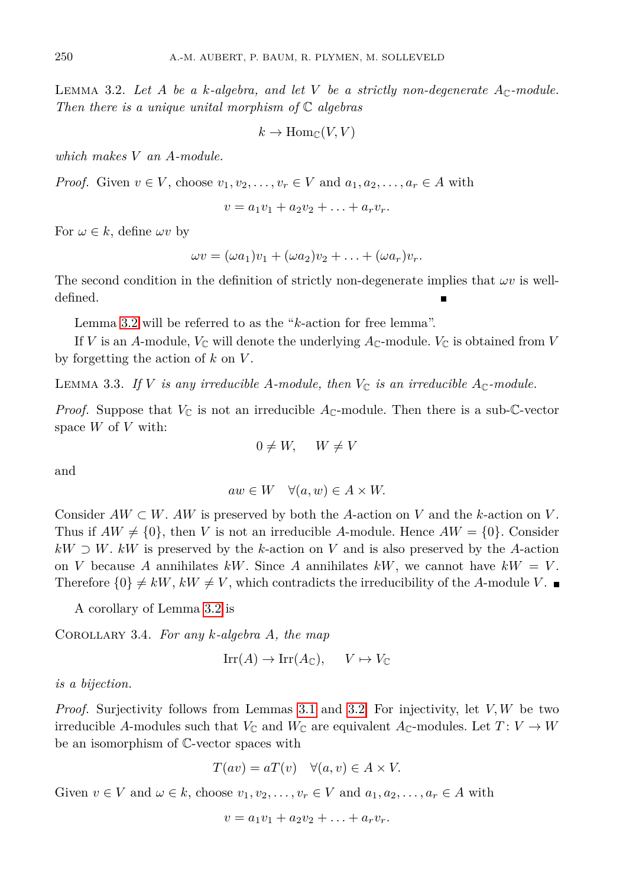Lemma 3.2. *Let $A$ be a $k$-algebra, and let $V$ be a strictly non-degenerate $A_\mathbb{C}$-module. Then there is a unique unital morphism of $\mathbb{C}$ algebras*

$$k \to \mathrm{Hom}_\mathbb{C}(V, V)$$

*which makes $V$ an $A$-module.*

*Proof.* Given $v \in V$, choose $v_1, v_2, \ldots, v_r \in V$ and $a_1, a_2, \ldots, a_r \in A$ with

$$v = a_1 v_1 + a_2 v_2 + \ldots + a_r v_r.$$

For $\omega \in k$, define $\omega v$ by

$$\omega v = (\omega a_1) v_1 + (\omega a_2) v_2 + \ldots + (\omega a_r) v_r.$$

The second condition in the definition of strictly non-degenerate implies that $\omega v$ is well-defined. ∎

Lemma 3.2 will be referred to as the "$k$-action for free lemma".

If $V$ is an $A$-module, $V_\mathbb{C}$ will denote the underlying $A_\mathbb{C}$-module. $V_\mathbb{C}$ is obtained from $V$ by forgetting the action of $k$ on $V$.

Lemma 3.3. *If $V$ is any irreducible $A$-module, then $V_\mathbb{C}$ is an irreducible $A_\mathbb{C}$-module.*

*Proof.* Suppose that $V_\mathbb{C}$ is not an irreducible $A_\mathbb{C}$-module. Then there is a sub-$\mathbb{C}$-vector space $W$ of $V$ with:

$$0 \neq W, \quad W \neq V$$

and

$$aw \in W \quad \forall (a, w) \in A \times W.$$

Consider $AW \subset W$. $AW$ is preserved by both the $A$-action on $V$ and the $k$-action on $V$. Thus if $AW \neq \{0\}$, then $V$ is not an irreducible $A$-module. Hence $AW = \{0\}$. Consider $kW \supset W$. $kW$ is preserved by the $k$-action on $V$ and is also preserved by the $A$-action on $V$ because $A$ annihilates $kW$. Since $A$ annihilates $kW$, we cannot have $kW = V$. Therefore $\{0\} \neq kW$, $kW \neq V$, which contradicts the irreducibility of the $A$-module $V$. ∎

A corollary of Lemma 3.2 is

Corollary 3.4. *For any $k$-algebra $A$, the map*

$$\mathrm{Irr}(A) \to \mathrm{Irr}(A_\mathbb{C}), \quad V \mapsto V_\mathbb{C}$$

*is a bijection.*

*Proof.* Surjectivity follows from Lemmas 3.1 and 3.2. For injectivity, let $V, W$ be two irreducible $A$-modules such that $V_\mathbb{C}$ and $W_\mathbb{C}$ are equivalent $A_\mathbb{C}$-modules. Let $T \colon V \to W$ be an isomorphism of $\mathbb{C}$-vector spaces with

$$T(av) = aT(v) \quad \forall (a, v) \in A \times V.$$

Given $v \in V$ and $\omega \in k$, choose $v_1, v_2, \ldots, v_r \in V$ and $a_1, a_2, \ldots, a_r \in A$ with

$$v = a_1 v_1 + a_2 v_2 + \ldots + a_r v_r.$$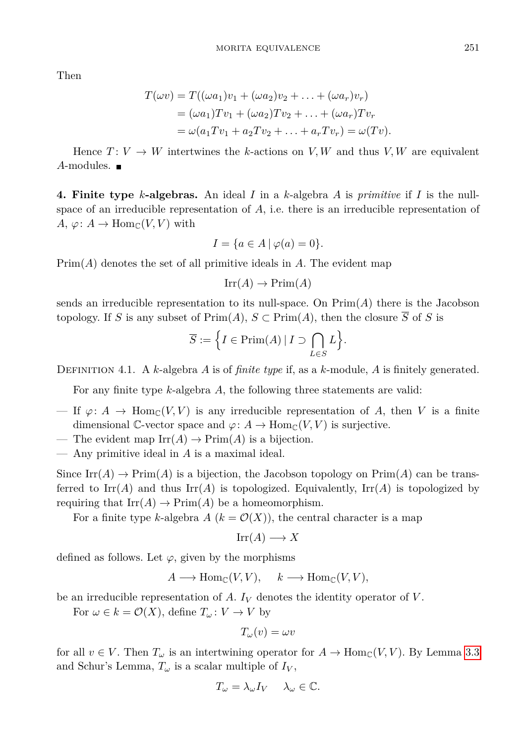Then

$$
\begin{aligned}
T(\omega v) &= T((\omega a_1)v_1 + (\omega a_2)v_2 + \ldots + (\omega a_r)v_r) \\
&= (\omega a_1)Tv_1 + (\omega a_2)Tv_2 + \ldots + (\omega a_r)Tv_r \\
&= \omega(a_1 Tv_1 + a_2 Tv_2 + \ldots + a_r Tv_r) = \omega(Tv).
\end{aligned}
$$

Hence $T\colon V \to W$ intertwines the $k$-actions on $V, W$ and thus $V, W$ are equivalent $A$-modules. ∎

**4. Finite type $k$-algebras.** An ideal $I$ in a $k$-algebra $A$ is *primitive* if $I$ is the null-space of an irreducible representation of $A$, i.e. there is an irreducible representation of $A$, $\varphi\colon A \to \mathrm{Hom}_{\mathbb{C}}(V, V)$ with

$$
I = \{a \in A \mid \varphi(a) = 0\}.
$$

$\mathrm{Prim}(A)$ denotes the set of all primitive ideals in $A$. The evident map

$$
\mathrm{Irr}(A) \to \mathrm{Prim}(A)
$$

sends an irreducible representation to its null-space. On $\mathrm{Prim}(A)$ there is the Jacobson topology. If $S$ is any subset of $\mathrm{Prim}(A)$, $S \subset \mathrm{Prim}(A)$, then the closure $\overline{S}$ of $S$ is

$$
\overline{S} := \Big\{ I \in \mathrm{Prim}(A) \mid I \supset \bigcap_{L \in S} L \Big\}.
$$

Definition 4.1. A $k$-algebra $A$ is of *finite type* if, as a $k$-module, $A$ is finitely generated.

For any finite type $k$-algebra $A$, the following three statements are valid:

— If $\varphi\colon A \to \mathrm{Hom}_{\mathbb{C}}(V, V)$ is any irreducible representation of $A$, then $V$ is a finite dimensional $\mathbb{C}$-vector space and $\varphi\colon A \to \mathrm{Hom}_{\mathbb{C}}(V, V)$ is surjective.

— The evident map $\mathrm{Irr}(A) \to \mathrm{Prim}(A)$ is a bijection.

— Any primitive ideal in $A$ is a maximal ideal.

Since $\mathrm{Irr}(A) \to \mathrm{Prim}(A)$ is a bijection, the Jacobson topology on $\mathrm{Prim}(A)$ can be transferred to $\mathrm{Irr}(A)$ and thus $\mathrm{Irr}(A)$ is topologized. Equivalently, $\mathrm{Irr}(A)$ is topologized by requiring that $\mathrm{Irr}(A) \to \mathrm{Prim}(A)$ be a homeomorphism.

For a finite type $k$-algebra $A$ ($k = \mathcal{O}(X)$), the central character is a map

$$
\mathrm{Irr}(A) \longrightarrow X
$$

defined as follows. Let $\varphi$, given by the morphisms

$$
A \longrightarrow \mathrm{Hom}_{\mathbb{C}}(V, V), \qquad k \longrightarrow \mathrm{Hom}_{\mathbb{C}}(V, V),
$$

be an irreducible representation of $A$. $I_V$ denotes the identity operator of $V$.

For $\omega \in k = \mathcal{O}(X)$, define $T_\omega\colon V \to V$ by

$$
T_\omega(v) = \omega v
$$

for all $v \in V$. Then $T_\omega$ is an intertwining operator for $A \to \mathrm{Hom}_{\mathbb{C}}(V, V)$. By Lemma 3.3 and Schur's Lemma, $T_\omega$ is a scalar multiple of $I_V$,

$$
T_\omega = \lambda_\omega I_V \qquad \lambda_\omega \in \mathbb{C}.
$$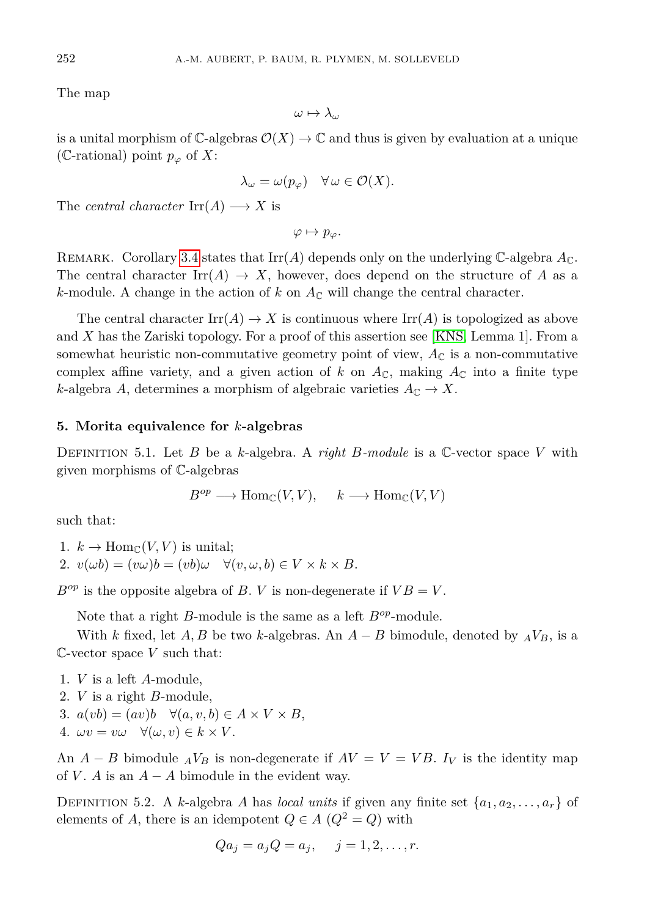The map

$$\omega \mapsto \lambda_\omega$$

is a unital morphism of $\mathbb{C}$-algebras $\mathcal{O}(X) \to \mathbb{C}$ and thus is given by evaluation at a unique ($\mathbb{C}$-rational) point $p_\varphi$ of $X$:

$$\lambda_\omega = \omega(p_\varphi) \quad \forall\, \omega \in \mathcal{O}(X).$$

The *central character* $\operatorname{Irr}(A) \longrightarrow X$ is

$$\varphi \mapsto p_\varphi.$$

Remark. Corollary 3.4 states that $\operatorname{Irr}(A)$ depends only on the underlying $\mathbb{C}$-algebra $A_{\mathbb{C}}$. The central character $\operatorname{Irr}(A) \to X$, however, does depend on the structure of $A$ as a $k$-module. A change in the action of $k$ on $A_{\mathbb{C}}$ will change the central character.

The central character $\operatorname{Irr}(A) \to X$ is continuous where $\operatorname{Irr}(A)$ is topologized as above and $X$ has the Zariski topology. For a proof of this assertion see [KNS, Lemma 1]. From a somewhat heuristic non-commutative geometry point of view, $A_{\mathbb{C}}$ is a non-commutative complex affine variety, and a given action of $k$ on $A_{\mathbb{C}}$, making $A_{\mathbb{C}}$ into a finite type $k$-algebra $A$, determines a morphism of algebraic varieties $A_{\mathbb{C}} \to X$.

## 5. Morita equivalence for $k$-algebras

Definition 5.1. Let $B$ be a $k$-algebra. A *right $B$-module* is a $\mathbb{C}$-vector space $V$ with given morphisms of $\mathbb{C}$-algebras

$$B^{op} \longrightarrow \operatorname{Hom}_{\mathbb{C}}(V,V), \qquad k \longrightarrow \operatorname{Hom}_{\mathbb{C}}(V,V)$$

such that:

1. $k \to \operatorname{Hom}_{\mathbb{C}}(V,V)$ is unital;
2. $v(\omega b) = (v\omega)b = (vb)\omega \quad \forall (v,\omega,b) \in V \times k \times B$.

$B^{op}$ is the opposite algebra of $B$. $V$ is non-degenerate if $VB = V$.

Note that a right $B$-module is the same as a left $B^{op}$-module.

With $k$ fixed, let $A, B$ be two $k$-algebras. An $A-B$ bimodule, denoted by ${}_AV_B$, is a $\mathbb{C}$-vector space $V$ such that:

1. $V$ is a left $A$-module,
2. $V$ is a right $B$-module,
3. $a(vb) = (av)b \quad \forall (a,v,b) \in A \times V \times B$,
4. $\omega v = v\omega \quad \forall (\omega, v) \in k \times V$.

An $A-B$ bimodule ${}_AV_B$ is non-degenerate if $AV = V = VB$. $I_V$ is the identity map of $V$. $A$ is an $A-A$ bimodule in the evident way.

Definition 5.2. A $k$-algebra $A$ has *local units* if given any finite set $\{a_1, a_2, \ldots, a_r\}$ of elements of $A$, there is an idempotent $Q \in A$ ($Q^2 = Q$) with

$$Qa_j = a_jQ = a_j, \qquad j = 1, 2, \ldots, r.$$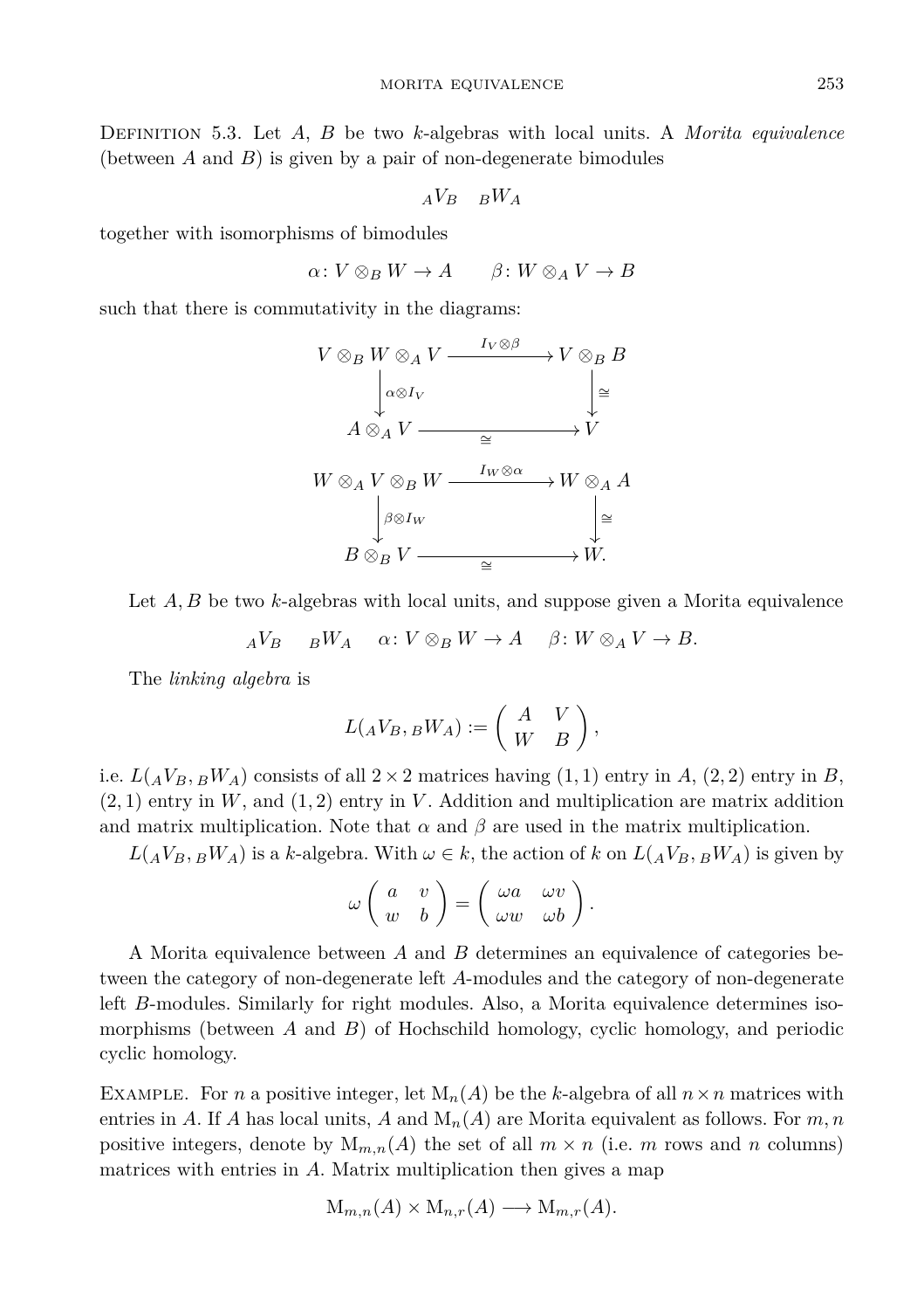Definition 5.3. Let $A$, $B$ be two $k$-algebras with local units. A *Morita equivalence* (between $A$ and $B$) is given by a pair of non-degenerate bimodules

$$ {}_AV_B \quad {}_BW_A $$

together with isomorphisms of bimodules

$$\alpha\colon V \otimes_B W \to A \qquad \beta\colon W \otimes_A V \to B$$

such that there is commutativity in the diagrams:

$$\begin{array}{ccc}
V \otimes_B W \otimes_A V & \xrightarrow{I_V \otimes \beta} & V \otimes_B B \\
\Big\downarrow{\scriptstyle \alpha \otimes I_V} & & \Big\downarrow{\scriptstyle \cong} \\
A \otimes_A V & \xrightarrow[\cong]{} & V
\end{array}$$

$$\begin{array}{ccc}
W \otimes_A V \otimes_B W & \xrightarrow{I_W \otimes \alpha} & W \otimes_A A \\
\Big\downarrow{\scriptstyle \beta \otimes I_W} & & \Big\downarrow{\scriptstyle \cong} \\
B \otimes_B V & \xrightarrow[\cong]{} & W.
\end{array}$$

Let $A, B$ be two $k$-algebras with local units, and suppose given a Morita equivalence

$$ {}_AV_B \qquad {}_BW_A \qquad \alpha\colon V \otimes_B W \to A \qquad \beta\colon W \otimes_A V \to B.$$

The *linking algebra* is

$$L({}_AV_B, {}_BW_A) := \begin{pmatrix} A & V \\ W & B \end{pmatrix},$$

i.e. $L({}_AV_B, {}_BW_A)$ consists of all $2 \times 2$ matrices having $(1,1)$ entry in $A$, $(2,2)$ entry in $B$, $(2,1)$ entry in $W$, and $(1,2)$ entry in $V$. Addition and multiplication are matrix addition and matrix multiplication. Note that $\alpha$ and $\beta$ are used in the matrix multiplication.

$L({}_AV_B, {}_BW_A)$ is a $k$-algebra. With $\omega \in k$, the action of $k$ on $L({}_AV_B, {}_BW_A)$ is given by

$$\omega \begin{pmatrix} a & v \\ w & b \end{pmatrix} = \begin{pmatrix} \omega a & \omega v \\ \omega w & \omega b \end{pmatrix}.$$

A Morita equivalence between $A$ and $B$ determines an equivalence of categories between the category of non-degenerate left $A$-modules and the category of non-degenerate left $B$-modules. Similarly for right modules. Also, a Morita equivalence determines isomorphisms (between $A$ and $B$) of Hochschild homology, cyclic homology, and periodic cyclic homology.

Example. For $n$ a positive integer, let $\mathrm{M}_n(A)$ be the $k$-algebra of all $n \times n$ matrices with entries in $A$. If $A$ has local units, $A$ and $\mathrm{M}_n(A)$ are Morita equivalent as follows. For $m, n$ positive integers, denote by $\mathrm{M}_{m,n}(A)$ the set of all $m \times n$ (i.e. $m$ rows and $n$ columns) matrices with entries in $A$. Matrix multiplication then gives a map

$$\mathrm{M}_{m,n}(A) \times \mathrm{M}_{n,r}(A) \longrightarrow \mathrm{M}_{m,r}(A).$$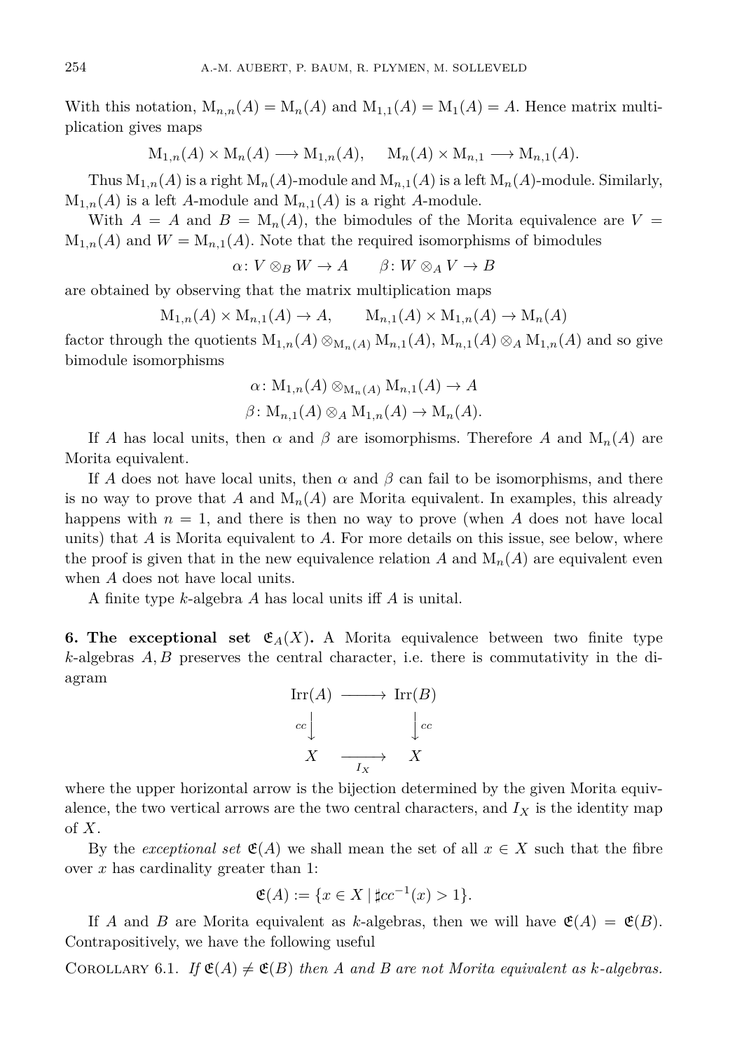With this notation, $\mathrm{M}_{n,n}(A) = \mathrm{M}_n(A)$ and $\mathrm{M}_{1,1}(A) = \mathrm{M}_1(A) = A$. Hence matrix multiplication gives maps

$$\mathrm{M}_{1,n}(A) \times \mathrm{M}_n(A) \longrightarrow \mathrm{M}_{1,n}(A), \qquad \mathrm{M}_n(A) \times \mathrm{M}_{n,1} \longrightarrow \mathrm{M}_{n,1}(A).$$

Thus $\mathrm{M}_{1,n}(A)$ is a right $\mathrm{M}_n(A)$-module and $\mathrm{M}_{n,1}(A)$ is a left $\mathrm{M}_n(A)$-module. Similarly, $\mathrm{M}_{1,n}(A)$ is a left $A$-module and $\mathrm{M}_{n,1}(A)$ is a right $A$-module.

With $A = A$ and $B = \mathrm{M}_n(A)$, the bimodules of the Morita equivalence are $V = \mathrm{M}_{1,n}(A)$ and $W = \mathrm{M}_{n,1}(A)$. Note that the required isomorphisms of bimodules

$$\alpha \colon V \otimes_B W \to A \qquad \beta \colon W \otimes_A V \to B$$

are obtained by observing that the matrix multiplication maps

$$\mathrm{M}_{1,n}(A) \times \mathrm{M}_{n,1}(A) \to A, \qquad \mathrm{M}_{n,1}(A) \times \mathrm{M}_{1,n}(A) \to \mathrm{M}_n(A)$$

factor through the quotients $\mathrm{M}_{1,n}(A) \otimes_{\mathrm{M}_n(A)} \mathrm{M}_{n,1}(A)$, $\mathrm{M}_{n,1}(A) \otimes_A \mathrm{M}_{1,n}(A)$ and so give bimodule isomorphisms

$$\alpha \colon \mathrm{M}_{1,n}(A) \otimes_{\mathrm{M}_n(A)} \mathrm{M}_{n,1}(A) \to A$$
$$\beta \colon \mathrm{M}_{n,1}(A) \otimes_A \mathrm{M}_{1,n}(A) \to \mathrm{M}_n(A).$$

If $A$ has local units, then $\alpha$ and $\beta$ are isomorphisms. Therefore $A$ and $\mathrm{M}_n(A)$ are Morita equivalent.

If $A$ does not have local units, then $\alpha$ and $\beta$ can fail to be isomorphisms, and there is no way to prove that $A$ and $\mathrm{M}_n(A)$ are Morita equivalent. In examples, this already happens with $n = 1$, and there is then no way to prove (when $A$ does not have local units) that $A$ is Morita equivalent to $A$. For more details on this issue, see below, where the proof is given that in the new equivalence relation $A$ and $\mathrm{M}_n(A)$ are equivalent even when $A$ does not have local units.

A finite type $k$-algebra $A$ has local units iff $A$ is unital.

**6. The exceptional set $\mathfrak{E}_A(X)$.** A Morita equivalence between two finite type $k$-algebras $A, B$ preserves the central character, i.e. there is commutativity in the diagram

$$\begin{array}{ccc} \mathrm{Irr}(A) & \longrightarrow & \mathrm{Irr}(B) \\ {\scriptstyle cc}\downarrow & & \downarrow{\scriptstyle cc} \\ X & \xrightarrow[I_X]{} & X \end{array}$$

where the upper horizontal arrow is the bijection determined by the given Morita equivalence, the two vertical arrows are the two central characters, and $I_X$ is the identity map of $X$.

By the *exceptional set* $\mathfrak{E}(A)$ we shall mean the set of all $x \in X$ such that the fibre over $x$ has cardinality greater than 1:

$$\mathfrak{E}(A) := \{x \in X \mid \sharp cc^{-1}(x) > 1\}.$$

If $A$ and $B$ are Morita equivalent as $k$-algebras, then we will have $\mathfrak{E}(A) = \mathfrak{E}(B)$. Contrapositively, we have the following useful

COROLLARY 6.1. *If $\mathfrak{E}(A) \neq \mathfrak{E}(B)$ then $A$ and $B$ are not Morita equivalent as $k$-algebras.*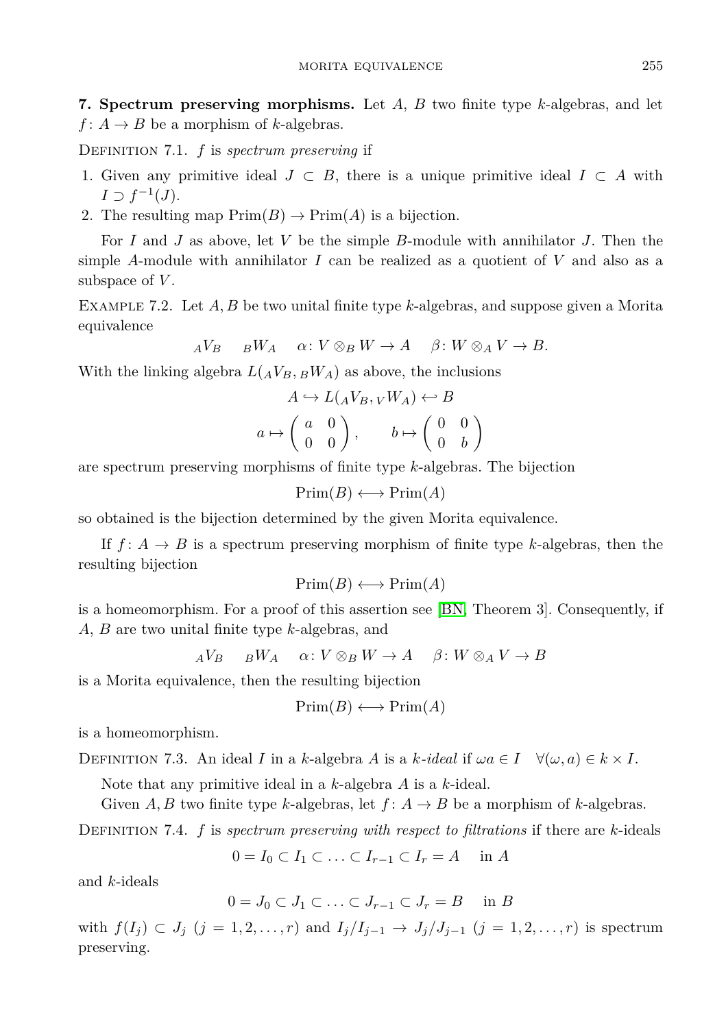**7. Spectrum preserving morphisms.** Let $A$, $B$ two finite type $k$-algebras, and let $f\colon A \to B$ be a morphism of $k$-algebras.

Definition 7.1. $f$ is *spectrum preserving* if

1. Given any primitive ideal $J \subset B$, there is a unique primitive ideal $I \subset A$ with $I \supset f^{-1}(J)$.
2. The resulting map $\mathrm{Prim}(B) \to \mathrm{Prim}(A)$ is a bijection.

For $I$ and $J$ as above, let $V$ be the simple $B$-module with annihilator $J$. Then the simple $A$-module with annihilator $I$ can be realized as a quotient of $V$ and also as a subspace of $V$.

Example 7.2. Let $A, B$ be two unital finite type $k$-algebras, and suppose given a Morita equivalence

$$_AV_B \quad {}_BW_A \quad \alpha\colon V \otimes_B W \to A \quad \beta\colon W \otimes_A V \to B.$$

With the linking algebra $L({}_AV_B, {}_BW_A)$ as above, the inclusions

$$A \hookrightarrow L({}_AV_B, {}_VW_A) \hookleftarrow B$$

$$a \mapsto \begin{pmatrix} a & 0 \\ 0 & 0 \end{pmatrix}, \qquad b \mapsto \begin{pmatrix} 0 & 0 \\ 0 & b \end{pmatrix}$$

are spectrum preserving morphisms of finite type $k$-algebras. The bijection

$$\mathrm{Prim}(B) \longleftrightarrow \mathrm{Prim}(A)$$

so obtained is the bijection determined by the given Morita equivalence.

If $f\colon A \to B$ is a spectrum preserving morphism of finite type $k$-algebras, then the resulting bijection

$$\mathrm{Prim}(B) \longleftrightarrow \mathrm{Prim}(A)$$

is a homeomorphism. For a proof of this assertion see [BN, Theorem 3]. Consequently, if $A$, $B$ are two unital finite type $k$-algebras, and

$$_AV_B \quad {}_BW_A \quad \alpha\colon V \otimes_B W \to A \quad \beta\colon W \otimes_A V \to B$$

is a Morita equivalence, then the resulting bijection

$$\mathrm{Prim}(B) \longleftrightarrow \mathrm{Prim}(A)$$

is a homeomorphism.

Definition 7.3. An ideal $I$ in a $k$-algebra $A$ is a *$k$-ideal* if $\omega a \in I \quad \forall (\omega, a) \in k \times I$.

Note that any primitive ideal in a $k$-algebra $A$ is a $k$-ideal.

Given $A, B$ two finite type $k$-algebras, let $f\colon A \to B$ be a morphism of $k$-algebras.

Definition 7.4. $f$ is *spectrum preserving with respect to filtrations* if there are $k$-ideals

$$0 = I_0 \subset I_1 \subset \ldots \subset I_{r-1} \subset I_r = A \quad \text{in } A$$

and $k$-ideals

$$0 = J_0 \subset J_1 \subset \ldots \subset J_{r-1} \subset J_r = B \quad \text{in } B$$

with $f(I_j) \subset J_j$ $(j = 1, 2, \ldots, r)$ and $I_j/I_{j-1} \to J_j/J_{j-1}$ $(j = 1, 2, \ldots, r)$ is spectrum preserving.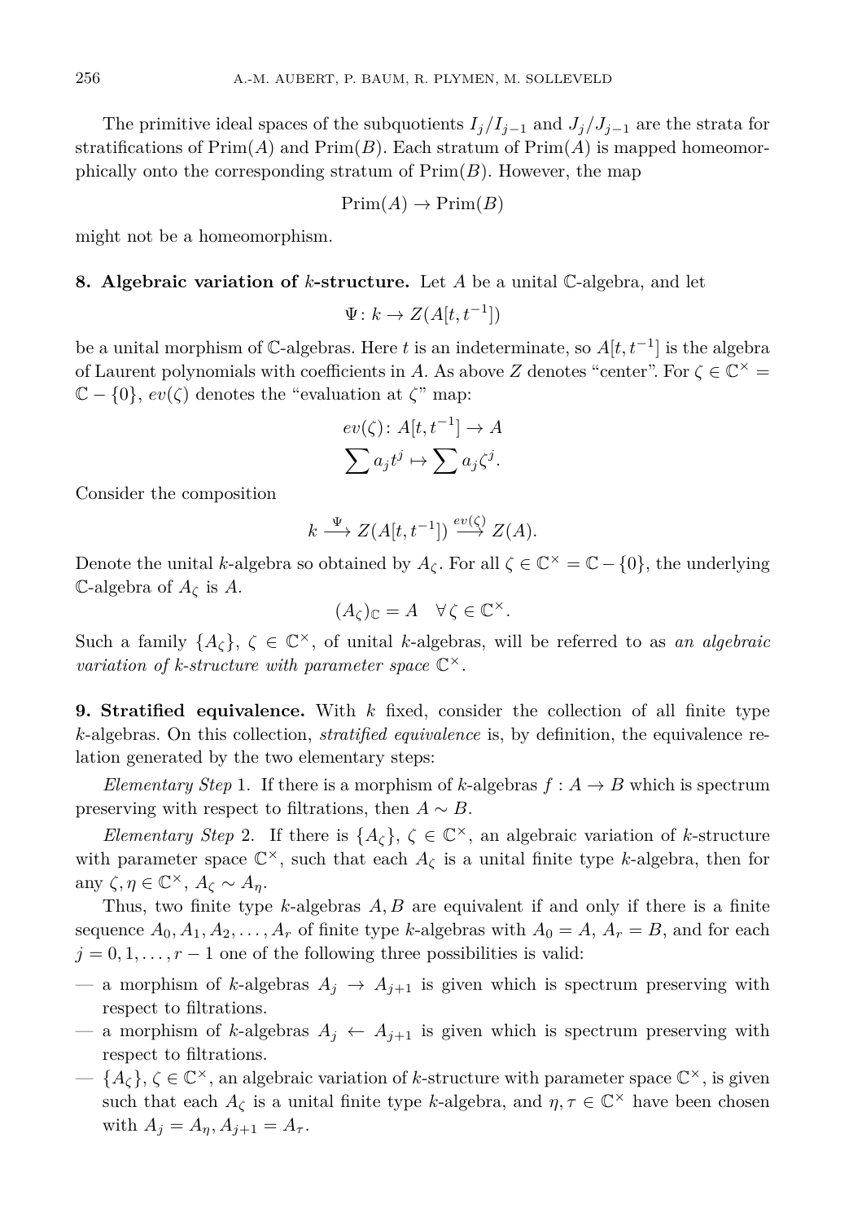The primitive ideal spaces of the subquotients $I_j/I_{j-1}$ and $J_j/J_{j-1}$ are the strata for stratifications of $\mathrm{Prim}(A)$ and $\mathrm{Prim}(B)$. Each stratum of $\mathrm{Prim}(A)$ is mapped homeomorphically onto the corresponding stratum of $\mathrm{Prim}(B)$. However, the map

$$\mathrm{Prim}(A) \to \mathrm{Prim}(B)$$

might not be a homeomorphism.

**8. Algebraic variation of $k$-structure.** Let $A$ be a unital $\mathbb{C}$-algebra, and let

$$\Psi\colon k \to Z(A[t, t^{-1}])$$

be a unital morphism of $\mathbb{C}$-algebras. Here $t$ is an indeterminate, so $A[t, t^{-1}]$ is the algebra of Laurent polynomials with coefficients in $A$. As above $Z$ denotes "center". For $\zeta \in \mathbb{C}^\times = \mathbb{C} - \{0\}$, $ev(\zeta)$ denotes the "evaluation at $\zeta$" map:

$$ev(\zeta)\colon A[t, t^{-1}] \to A$$
$$\sum a_j t^j \mapsto \sum a_j \zeta^j.$$

Consider the composition

$$k \xrightarrow{\Psi} Z(A[t, t^{-1}]) \xrightarrow{ev(\zeta)} Z(A).$$

Denote the unital $k$-algebra so obtained by $A_\zeta$. For all $\zeta \in \mathbb{C}^\times = \mathbb{C} - \{0\}$, the underlying $\mathbb{C}$-algebra of $A_\zeta$ is $A$.

$$(A_\zeta)_\mathbb{C} = A \quad \forall\, \zeta \in \mathbb{C}^\times.$$

Such a family $\{A_\zeta\}$, $\zeta \in \mathbb{C}^\times$, of unital $k$-algebras, will be referred to as *an algebraic variation of $k$-structure with parameter space* $\mathbb{C}^\times$.

**9. Stratified equivalence.** With $k$ fixed, consider the collection of all finite type $k$-algebras. On this collection, *stratified equivalence* is, by definition, the equivalence relation generated by the two elementary steps:

*Elementary Step* 1. If there is a morphism of $k$-algebras $f : A \to B$ which is spectrum preserving with respect to filtrations, then $A \sim B$.

*Elementary Step* 2. If there is $\{A_\zeta\}$, $\zeta \in \mathbb{C}^\times$, an algebraic variation of $k$-structure with parameter space $\mathbb{C}^\times$, such that each $A_\zeta$ is a unital finite type $k$-algebra, then for any $\zeta, \eta \in \mathbb{C}^\times$, $A_\zeta \sim A_\eta$.

Thus, two finite type $k$-algebras $A, B$ are equivalent if and only if there is a finite sequence $A_0, A_1, A_2, \ldots, A_r$ of finite type $k$-algebras with $A_0 = A$, $A_r = B$, and for each $j = 0, 1, \ldots, r-1$ one of the following three possibilities is valid:

- a morphism of $k$-algebras $A_j \to A_{j+1}$ is given which is spectrum preserving with respect to filtrations.
- a morphism of $k$-algebras $A_j \leftarrow A_{j+1}$ is given which is spectrum preserving with respect to filtrations.
- $\{A_\zeta\}$, $\zeta \in \mathbb{C}^\times$, an algebraic variation of $k$-structure with parameter space $\mathbb{C}^\times$, is given such that each $A_\zeta$ is a unital finite type $k$-algebra, and $\eta, \tau \in \mathbb{C}^\times$ have been chosen with $A_j = A_\eta, A_{j+1} = A_\tau$.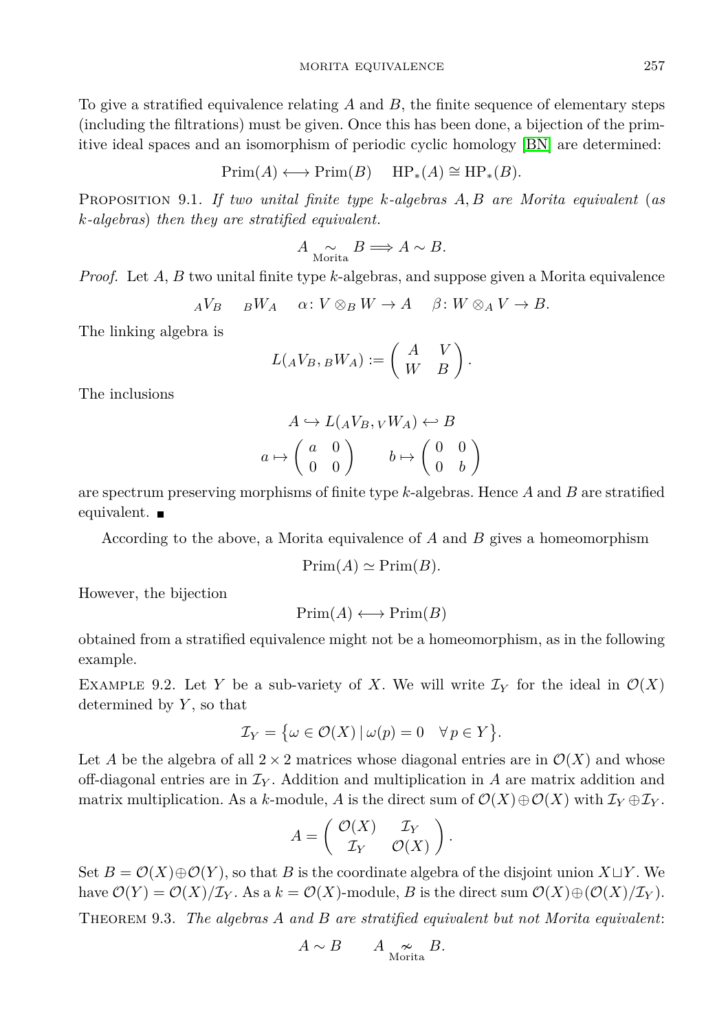To give a stratified equivalence relating $A$ and $B$, the finite sequence of elementary steps (including the filtrations) must be given. Once this has been done, a bijection of the primitive ideal spaces and an isomorphism of periodic cyclic homology [BN] are determined:

$$\mathrm{Prim}(A) \longleftrightarrow \mathrm{Prim}(B) \qquad \mathrm{HP}_*(A) \cong \mathrm{HP}_*(B).$$

PROPOSITION 9.1. *If two unital finite type $k$-algebras $A, B$ are Morita equivalent (as $k$-algebras) then they are stratified equivalent.*

$$A \underset{\text{Morita}}{\sim} B \Longrightarrow A \sim B.$$

*Proof.* Let $A$, $B$ two unital finite type $k$-algebras, and suppose given a Morita equivalence

$${}_AV_B \qquad {}_BW_A \qquad \alpha\colon V \otimes_B W \to A \qquad \beta\colon W \otimes_A V \to B.$$

The linking algebra is

$$L({}_AV_B, {}_BW_A) := \begin{pmatrix} A & V \\ W & B \end{pmatrix}.$$

The inclusions

$$A \hookrightarrow L({}_AV_B, {}_VW_A) \hookleftarrow B$$

$$a \mapsto \begin{pmatrix} a & 0 \\ 0 & 0 \end{pmatrix} \qquad b \mapsto \begin{pmatrix} 0 & 0 \\ 0 & b \end{pmatrix}$$

are spectrum preserving morphisms of finite type $k$-algebras. Hence $A$ and $B$ are stratified equivalent. ∎

According to the above, a Morita equivalence of $A$ and $B$ gives a homeomorphism

$$\mathrm{Prim}(A) \simeq \mathrm{Prim}(B).$$

However, the bijection

$$\mathrm{Prim}(A) \longleftrightarrow \mathrm{Prim}(B)$$

obtained from a stratified equivalence might not be a homeomorphism, as in the following example.

EXAMPLE 9.2. Let $Y$ be a sub-variety of $X$. We will write $\mathcal{I}_Y$ for the ideal in $\mathcal{O}(X)$ determined by $Y$, so that

$$\mathcal{I}_Y = \{\omega \in \mathcal{O}(X) \mid \omega(p) = 0 \quad \forall\, p \in Y\}.$$

Let $A$ be the algebra of all $2 \times 2$ matrices whose diagonal entries are in $\mathcal{O}(X)$ and whose off-diagonal entries are in $\mathcal{I}_Y$. Addition and multiplication in $A$ are matrix addition and matrix multiplication. As a $k$-module, $A$ is the direct sum of $\mathcal{O}(X) \oplus \mathcal{O}(X)$ with $\mathcal{I}_Y \oplus \mathcal{I}_Y$.

$$A = \begin{pmatrix} \mathcal{O}(X) & \mathcal{I}_Y \\ \mathcal{I}_Y & \mathcal{O}(X) \end{pmatrix}.$$

Set $B = \mathcal{O}(X) \oplus \mathcal{O}(Y)$, so that $B$ is the coordinate algebra of the disjoint union $X \sqcup Y$. We have $\mathcal{O}(Y) = \mathcal{O}(X)/\mathcal{I}_Y$. As a $k = \mathcal{O}(X)$-module, $B$ is the direct sum $\mathcal{O}(X) \oplus (\mathcal{O}(X)/\mathcal{I}_Y)$.

THEOREM 9.3. *The algebras $A$ and $B$ are stratified equivalent but not Morita equivalent*:

$$A \sim B \qquad A \underset{\text{Morita}}{\nsim} B.$$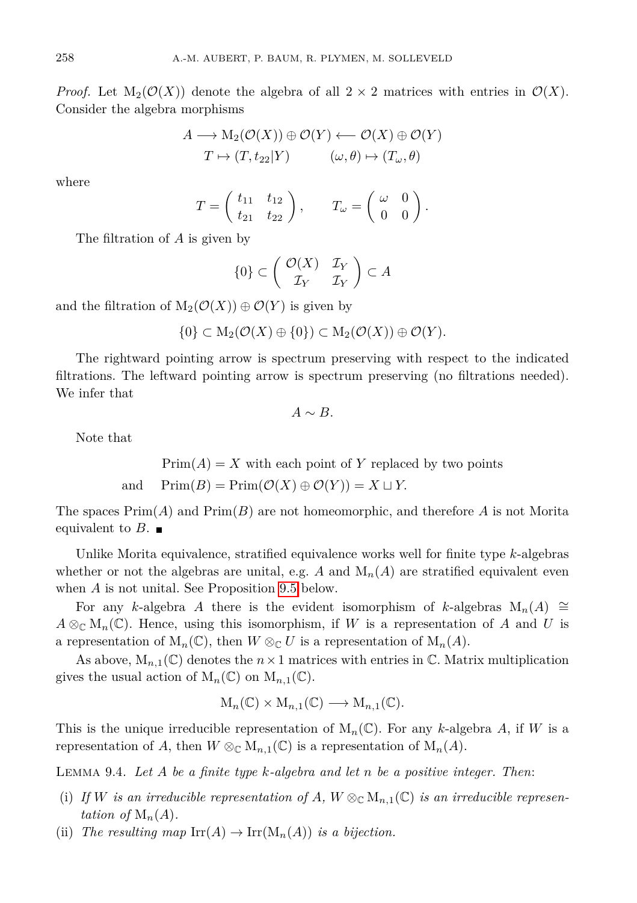*Proof.* Let $\mathrm{M}_2(\mathcal{O}(X))$ denote the algebra of all $2 \times 2$ matrices with entries in $\mathcal{O}(X)$. Consider the algebra morphisms

$$
\begin{array}{ccccc}
A & \longrightarrow & \mathrm{M}_2(\mathcal{O}(X)) \oplus \mathcal{O}(Y) & \longleftarrow & \mathcal{O}(X) \oplus \mathcal{O}(Y) \\
T \mapsto (T, t_{22}|Y) & & & & (\omega, \theta) \mapsto (T_\omega, \theta)
\end{array}
$$

where

$$
T = \begin{pmatrix} t_{11} & t_{12} \\ t_{21} & t_{22} \end{pmatrix}, \qquad T_\omega = \begin{pmatrix} \omega & 0 \\ 0 & 0 \end{pmatrix}.
$$

The filtration of $A$ is given by

$$
\{0\} \subset \begin{pmatrix} \mathcal{O}(X) & \mathcal{I}_Y \\ \mathcal{I}_Y & \mathcal{I}_Y \end{pmatrix} \subset A
$$

and the filtration of $\mathrm{M}_2(\mathcal{O}(X)) \oplus \mathcal{O}(Y)$ is given by

$$
\{0\} \subset \mathrm{M}_2(\mathcal{O}(X) \oplus \{0\}) \subset \mathrm{M}_2(\mathcal{O}(X)) \oplus \mathcal{O}(Y).
$$

The rightward pointing arrow is spectrum preserving with respect to the indicated filtrations. The leftward pointing arrow is spectrum preserving (no filtrations needed). We infer that

$$
A \sim B.
$$

Note that

$$
\begin{aligned}
& \mathrm{Prim}(A) = X \text{ with each point of } Y \text{ replaced by two points} \\
\text{and} \quad & \mathrm{Prim}(B) = \mathrm{Prim}(\mathcal{O}(X) \oplus \mathcal{O}(Y)) = X \sqcup Y.
\end{aligned}
$$

The spaces $\mathrm{Prim}(A)$ and $\mathrm{Prim}(B)$ are not homeomorphic, and therefore $A$ is not Morita equivalent to $B$. ∎

Unlike Morita equivalence, stratified equivalence works well for finite type $k$-algebras whether or not the algebras are unital, e.g. $A$ and $\mathrm{M}_n(A)$ are stratified equivalent even when $A$ is not unital. See Proposition 9.5 below.

For any $k$-algebra $A$ there is the evident isomorphism of $k$-algebras $\mathrm{M}_n(A) \cong A \otimes_{\mathbb{C}} \mathrm{M}_n(\mathbb{C})$. Hence, using this isomorphism, if $W$ is a representation of $A$ and $U$ is a representation of $\mathrm{M}_n(\mathbb{C})$, then $W \otimes_{\mathbb{C}} U$ is a representation of $\mathrm{M}_n(A)$.

As above, $\mathrm{M}_{n,1}(\mathbb{C})$ denotes the $n \times 1$ matrices with entries in $\mathbb{C}$. Matrix multiplication gives the usual action of $\mathrm{M}_n(\mathbb{C})$ on $\mathrm{M}_{n,1}(\mathbb{C})$.

$$
\mathrm{M}_n(\mathbb{C}) \times \mathrm{M}_{n,1}(\mathbb{C}) \longrightarrow \mathrm{M}_{n,1}(\mathbb{C}).
$$

This is the unique irreducible representation of $\mathrm{M}_n(\mathbb{C})$. For any $k$-algebra $A$, if $W$ is a representation of $A$, then $W \otimes_{\mathbb{C}} \mathrm{M}_{n,1}(\mathbb{C})$ is a representation of $\mathrm{M}_n(A)$.

LEMMA 9.4. *Let $A$ be a finite type $k$-algebra and let $n$ be a positive integer. Then*:

- (i) *If $W$ is an irreducible representation of $A$, $W \otimes_{\mathbb{C}} \mathrm{M}_{n,1}(\mathbb{C})$ is an irreducible representation of $\mathrm{M}_n(A)$.*
- (ii) *The resulting map $\mathrm{Irr}(A) \to \mathrm{Irr}(\mathrm{M}_n(A))$ is a bijection.*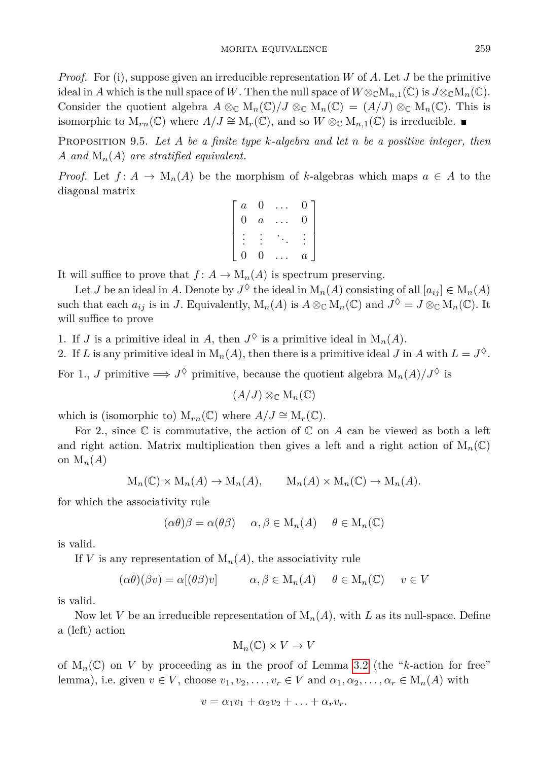*Proof.* For (i), suppose given an irreducible representation $W$ of $A$. Let $J$ be the primitive ideal in $A$ which is the null space of $W$. Then the null space of $W \otimes_{\mathbb{C}} \mathrm{M}_{n,1}(\mathbb{C})$ is $J \otimes_{\mathbb{C}} \mathrm{M}_n(\mathbb{C})$. Consider the quotient algebra $A \otimes_{\mathbb{C}} \mathrm{M}_n(\mathbb{C})/J \otimes_{\mathbb{C}} \mathrm{M}_n(\mathbb{C}) = (A/J) \otimes_{\mathbb{C}} \mathrm{M}_n(\mathbb{C})$. This is isomorphic to $\mathrm{M}_{rn}(\mathbb{C})$ where $A/J \cong \mathrm{M}_r(\mathbb{C})$, and so $W \otimes_{\mathbb{C}} \mathrm{M}_{n,1}(\mathbb{C})$ is irreducible. ∎

Proposition 9.5. *Let $A$ be a finite type $k$-algebra and let $n$ be a positive integer, then $A$ and $\mathrm{M}_n(A)$ are stratified equivalent.*

*Proof.* Let $f\colon A \to \mathrm{M}_n(A)$ be the morphism of $k$-algebras which maps $a \in A$ to the diagonal matrix

$$\begin{bmatrix} a & 0 & \dots & 0 \\ 0 & a & \dots & 0 \\ \vdots & \vdots & \ddots & \vdots \\ 0 & 0 & \dots & a \end{bmatrix}$$

It will suffice to prove that $f\colon A \to \mathrm{M}_n(A)$ is spectrum preserving.

Let $J$ be an ideal in $A$. Denote by $J^{\lozenge}$ the ideal in $\mathrm{M}_n(A)$ consisting of all $[a_{ij}] \in \mathrm{M}_n(A)$ such that each $a_{ij}$ is in $J$. Equivalently, $\mathrm{M}_n(A)$ is $A \otimes_{\mathbb{C}} \mathrm{M}_n(\mathbb{C})$ and $J^{\lozenge} = J \otimes_{\mathbb{C}} \mathrm{M}_n(\mathbb{C})$. It will suffice to prove

1. If $J$ is a primitive ideal in $A$, then $J^{\lozenge}$ is a primitive ideal in $\mathrm{M}_n(A)$.
2. If $L$ is any primitive ideal in $\mathrm{M}_n(A)$, then there is a primitive ideal $J$ in $A$ with $L = J^{\lozenge}$.

For 1., $J$ primitive $\Longrightarrow J^{\lozenge}$ primitive, because the quotient algebra $\mathrm{M}_n(A)/J^{\lozenge}$ is

$$(A/J) \otimes_{\mathbb{C}} \mathrm{M}_n(\mathbb{C})$$

which is (isomorphic to) $\mathrm{M}_{rn}(\mathbb{C})$ where $A/J \cong \mathrm{M}_r(\mathbb{C})$.

For 2., since $\mathbb{C}$ is commutative, the action of $\mathbb{C}$ on $A$ can be viewed as both a left and right action. Matrix multiplication then gives a left and a right action of $\mathrm{M}_n(\mathbb{C})$ on $\mathrm{M}_n(A)$

$$\mathrm{M}_n(\mathbb{C}) \times \mathrm{M}_n(A) \to \mathrm{M}_n(A), \qquad \mathrm{M}_n(A) \times \mathrm{M}_n(\mathbb{C}) \to \mathrm{M}_n(A).$$

for which the associativity rule

$$(\alpha\theta)\beta = \alpha(\theta\beta) \quad \alpha, \beta \in \mathrm{M}_n(A) \quad \theta \in \mathrm{M}_n(\mathbb{C})$$

is valid.

If $V$ is any representation of $\mathrm{M}_n(A)$, the associativity rule

$$(\alpha\theta)(\beta v) = \alpha[(\theta\beta)v] \qquad \alpha, \beta \in \mathrm{M}_n(A) \quad \theta \in \mathrm{M}_n(\mathbb{C}) \quad v \in V$$

is valid.

Now let $V$ be an irreducible representation of $\mathrm{M}_n(A)$, with $L$ as its null-space. Define a (left) action

$$\mathrm{M}_n(\mathbb{C}) \times V \to V$$

of $\mathrm{M}_n(\mathbb{C})$ on $V$ by proceeding as in the proof of Lemma 3.2 (the "$k$-action for free" lemma), i.e. given $v \in V$, choose $v_1, v_2, \dots, v_r \in V$ and $\alpha_1, \alpha_2, \dots, \alpha_r \in \mathrm{M}_n(A)$ with

$$v = \alpha_1 v_1 + \alpha_2 v_2 + \ldots + \alpha_r v_r.$$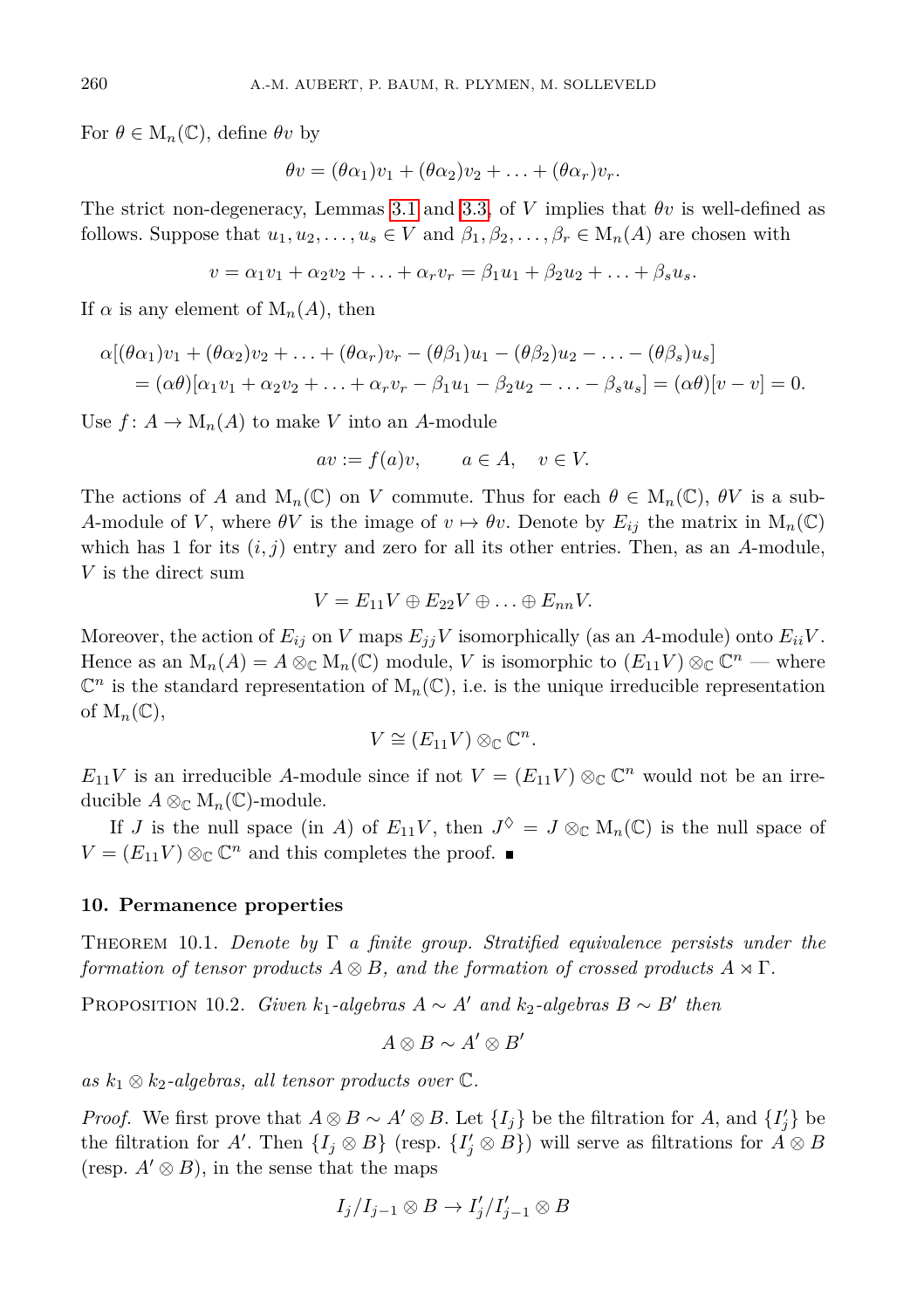For $\theta \in \mathrm{M}_n(\mathbb{C})$, define $\theta v$ by

$$\theta v = (\theta\alpha_1)v_1 + (\theta\alpha_2)v_2 + \ldots + (\theta\alpha_r)v_r.$$

The strict non-degeneracy, Lemmas 3.1 and 3.3, of $V$ implies that $\theta v$ is well-defined as follows. Suppose that $u_1, u_2, \ldots, u_s \in V$ and $\beta_1, \beta_2, \ldots, \beta_r \in \mathrm{M}_n(A)$ are chosen with

$$v = \alpha_1 v_1 + \alpha_2 v_2 + \ldots + \alpha_r v_r = \beta_1 u_1 + \beta_2 u_2 + \ldots + \beta_s u_s.$$

If $\alpha$ is any element of $\mathrm{M}_n(A)$, then

$$\begin{aligned}\alpha[(\theta\alpha_1)v_1 + (\theta\alpha_2)v_2 + \ldots + (\theta\alpha_r)v_r - (\theta\beta_1)u_1 - (\theta\beta_2)u_2 - \ldots - (\theta\beta_s)u_s]\\ = (\alpha\theta)[\alpha_1 v_1 + \alpha_2 v_2 + \ldots + \alpha_r v_r - \beta_1 u_1 - \beta_2 u_2 - \ldots - \beta_s u_s] = (\alpha\theta)[v - v] = 0.\end{aligned}$$

Use $f\colon A \to \mathrm{M}_n(A)$ to make $V$ into an $A$-module

$$av := f(a)v, \qquad a \in A, \quad v \in V.$$

The actions of $A$ and $\mathrm{M}_n(\mathbb{C})$ on $V$ commute. Thus for each $\theta \in \mathrm{M}_n(\mathbb{C})$, $\theta V$ is a sub-$A$-module of $V$, where $\theta V$ is the image of $v \mapsto \theta v$. Denote by $E_{ij}$ the matrix in $\mathrm{M}_n(\mathbb{C})$ which has 1 for its $(i, j)$ entry and zero for all its other entries. Then, as an $A$-module, $V$ is the direct sum

$$V = E_{11}V \oplus E_{22}V \oplus \ldots \oplus E_{nn}V.$$

Moreover, the action of $E_{ij}$ on $V$ maps $E_{jj}V$ isomorphically (as an $A$-module) onto $E_{ii}V$. Hence as an $\mathrm{M}_n(A) = A \otimes_{\mathbb{C}} \mathrm{M}_n(\mathbb{C})$ module, $V$ is isomorphic to $(E_{11}V) \otimes_{\mathbb{C}} \mathbb{C}^n$ — where $\mathbb{C}^n$ is the standard representation of $\mathrm{M}_n(\mathbb{C})$, i.e. is the unique irreducible representation of $\mathrm{M}_n(\mathbb{C})$,

$$V \cong (E_{11}V) \otimes_{\mathbb{C}} \mathbb{C}^n.$$

$E_{11}V$ is an irreducible $A$-module since if not $V = (E_{11}V) \otimes_{\mathbb{C}} \mathbb{C}^n$ would not be an irreducible $A \otimes_{\mathbb{C}} \mathrm{M}_n(\mathbb{C})$-module.

If $J$ is the null space (in $A$) of $E_{11}V$, then $J^\lozenge = J \otimes_{\mathbb{C}} \mathrm{M}_n(\mathbb{C})$ is the null space of $V = (E_{11}V) \otimes_{\mathbb{C}} \mathbb{C}^n$ and this completes the proof. ∎

## 10. Permanence properties

Theorem 10.1. *Denote by $\Gamma$ a finite group. Stratified equivalence persists under the formation of tensor products $A \otimes B$, and the formation of crossed products $A \rtimes \Gamma$.*

Proposition 10.2. *Given $k_1$-algebras $A \sim A'$ and $k_2$-algebras $B \sim B'$ then*

$$A \otimes B \sim A' \otimes B'$$

*as $k_1 \otimes k_2$-algebras, all tensor products over $\mathbb{C}$.*

*Proof.* We first prove that $A \otimes B \sim A' \otimes B$. Let $\{I_j\}$ be the filtration for $A$, and $\{I'_j\}$ be the filtration for $A'$. Then $\{I_j \otimes B\}$ (resp. $\{I'_j \otimes B\}$) will serve as filtrations for $A \otimes B$ (resp. $A' \otimes B$), in the sense that the maps

$$I_j/I_{j-1} \otimes B \to I'_j/I'_{j-1} \otimes B$$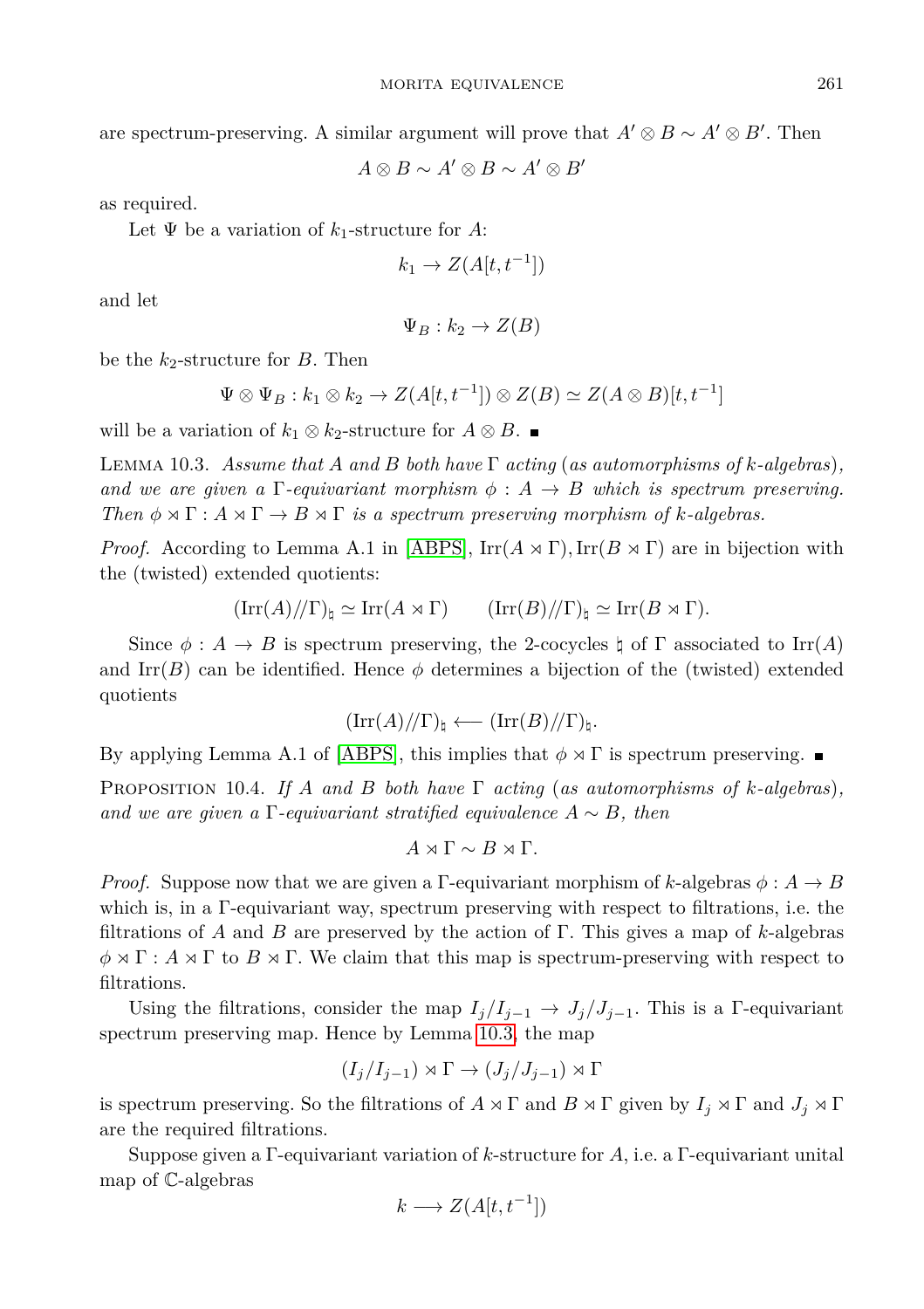are spectrum-preserving. A similar argument will prove that $A' \otimes B \sim A' \otimes B'$. Then

$$A \otimes B \sim A' \otimes B \sim A' \otimes B'$$

as required.

Let $\Psi$ be a variation of $k_1$-structure for $A$:

$$k_1 \to Z(A[t, t^{-1}])$$

and let

$$\Psi_B : k_2 \to Z(B)$$

be the $k_2$-structure for $B$. Then

$$\Psi \otimes \Psi_B : k_1 \otimes k_2 \to Z(A[t, t^{-1}]) \otimes Z(B) \simeq Z(A \otimes B)[t, t^{-1}]$$

will be a variation of $k_1 \otimes k_2$-structure for $A \otimes B$. ∎

Lemma 10.3. *Assume that $A$ and $B$ both have $\Gamma$ acting (as automorphisms of $k$-algebras), and we are given a $\Gamma$-equivariant morphism $\phi : A \to B$ which is spectrum preserving. Then $\phi \rtimes \Gamma : A \rtimes \Gamma \to B \rtimes \Gamma$ is a spectrum preserving morphism of $k$-algebras.*

*Proof.* According to Lemma A.1 in [ABPS], $\mathrm{Irr}(A \rtimes \Gamma), \mathrm{Irr}(B \rtimes \Gamma)$ are in bijection with the (twisted) extended quotients:

$$(\mathrm{Irr}(A)//\Gamma)_\natural \simeq \mathrm{Irr}(A \rtimes \Gamma) \qquad (\mathrm{Irr}(B)//\Gamma)_\natural \simeq \mathrm{Irr}(B \rtimes \Gamma).$$

Since $\phi : A \to B$ is spectrum preserving, the 2-cocycles $\natural$ of $\Gamma$ associated to $\mathrm{Irr}(A)$ and $\mathrm{Irr}(B)$ can be identified. Hence $\phi$ determines a bijection of the (twisted) extended quotients

$$(\mathrm{Irr}(A)//\Gamma)_\natural \longleftarrow (\mathrm{Irr}(B)//\Gamma)_\natural.$$

By applying Lemma A.1 of [ABPS], this implies that $\phi \rtimes \Gamma$ is spectrum preserving. ∎

Proposition 10.4. *If $A$ and $B$ both have $\Gamma$ acting (as automorphisms of $k$-algebras), and we are given a $\Gamma$-equivariant stratified equivalence $A \sim B$, then*

$$A \rtimes \Gamma \sim B \rtimes \Gamma.$$

*Proof.* Suppose now that we are given a $\Gamma$-equivariant morphism of $k$-algebras $\phi : A \to B$ which is, in a $\Gamma$-equivariant way, spectrum preserving with respect to filtrations, i.e. the filtrations of $A$ and $B$ are preserved by the action of $\Gamma$. This gives a map of $k$-algebras $\phi \rtimes \Gamma : A \rtimes \Gamma$ to $B \rtimes \Gamma$. We claim that this map is spectrum-preserving with respect to filtrations.

Using the filtrations, consider the map $I_j/I_{j-1} \to J_j/J_{j-1}$. This is a $\Gamma$-equivariant spectrum preserving map. Hence by Lemma 10.3, the map

$$(I_j/I_{j-1}) \rtimes \Gamma \to (J_j/J_{j-1}) \rtimes \Gamma$$

is spectrum preserving. So the filtrations of $A \rtimes \Gamma$ and $B \rtimes \Gamma$ given by $I_j \rtimes \Gamma$ and $J_j \rtimes \Gamma$ are the required filtrations.

Suppose given a $\Gamma$-equivariant variation of $k$-structure for $A$, i.e. a $\Gamma$-equivariant unital map of $\mathbb{C}$-algebras

$$k \longrightarrow Z(A[t, t^{-1}])$$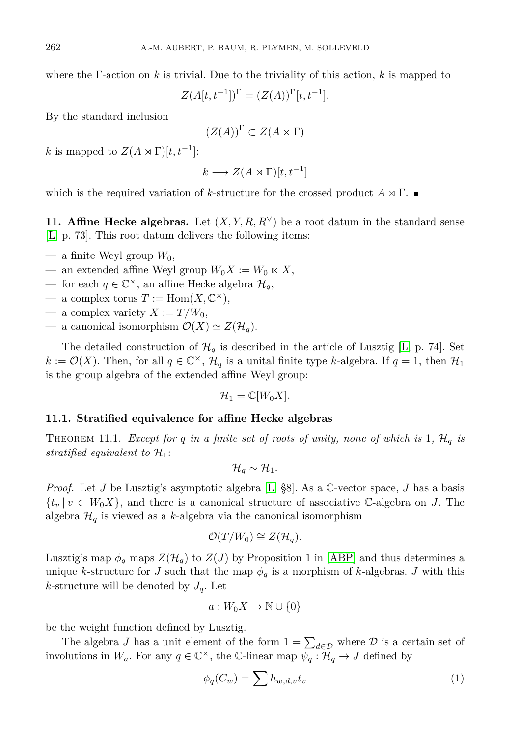where the Γ-action on $k$ is trivial. Due to the triviality of this action, $k$ is mapped to

$$Z(A[t, t^{-1}])^{\Gamma} = (Z(A))^{\Gamma}[t, t^{-1}].$$

By the standard inclusion

$$(Z(A))^{\Gamma} \subset Z(A \rtimes \Gamma)$$

$k$ is mapped to $Z(A \rtimes \Gamma)[t, t^{-1}]$:

$$k \longrightarrow Z(A \rtimes \Gamma)[t, t^{-1}]$$

which is the required variation of $k$-structure for the crossed product $A \rtimes \Gamma$. ■

**11. Affine Hecke algebras.** Let $(X, Y, R, R^{\vee})$ be a root datum in the standard sense [L, p. 73]. This root datum delivers the following items:

- a finite Weyl group $W_0$,
- an extended affine Weyl group $W_0 X := W_0 \ltimes X$,
- for each $q \in \mathbb{C}^{\times}$, an affine Hecke algebra $\mathcal{H}_q$,
- a complex torus $T := \mathrm{Hom}(X, \mathbb{C}^{\times})$,
- a complex variety $X := T/W_0$,
- a canonical isomorphism $\mathcal{O}(X) \simeq Z(\mathcal{H}_q)$.

The detailed construction of $\mathcal{H}_q$ is described in the article of Lusztig [L, p. 74]. Set $k := \mathcal{O}(X)$. Then, for all $q \in \mathbb{C}^{\times}$, $\mathcal{H}_q$ is a unital finite type $k$-algebra. If $q = 1$, then $\mathcal{H}_1$ is the group algebra of the extended affine Weyl group:

$$\mathcal{H}_1 = \mathbb{C}[W_0 X].$$

### 11.1. Stratified equivalence for affine Hecke algebras

THEOREM 11.1. *Except for $q$ in a finite set of roots of unity, none of which is* 1, *$\mathcal{H}_q$ is stratified equivalent to $\mathcal{H}_1$*:

$$\mathcal{H}_q \sim \mathcal{H}_1.$$

*Proof.* Let $J$ be Lusztig's asymptotic algebra [L, §8]. As a $\mathbb{C}$-vector space, $J$ has a basis $\{t_v \mid v \in W_0 X\}$, and there is a canonical structure of associative $\mathbb{C}$-algebra on $J$. The algebra $\mathcal{H}_q$ is viewed as a $k$-algebra via the canonical isomorphism

$$\mathcal{O}(T/W_0) \cong Z(\mathcal{H}_q).$$

Lusztig's map $\phi_q$ maps $Z(\mathcal{H}_q)$ to $Z(J)$ by Proposition 1 in [ABP] and thus determines a unique $k$-structure for $J$ such that the map $\phi_q$ is a morphism of $k$-algebras. $J$ with this $k$-structure will be denoted by $J_q$. Let

$$a : W_0 X \to \mathbb{N} \cup \{0\}$$

be the weight function defined by Lusztig.

The algebra $J$ has a unit element of the form $1 = \sum_{d \in \mathcal{D}}$ where $\mathcal{D}$ is a certain set of involutions in $W_a$. For any $q \in \mathbb{C}^{\times}$, the $\mathbb{C}$-linear map $\psi_q : \mathcal{H}_q \to J$ defined by

$$\phi_q(C_w) = \sum h_{w,d,v} t_v \tag{1}$$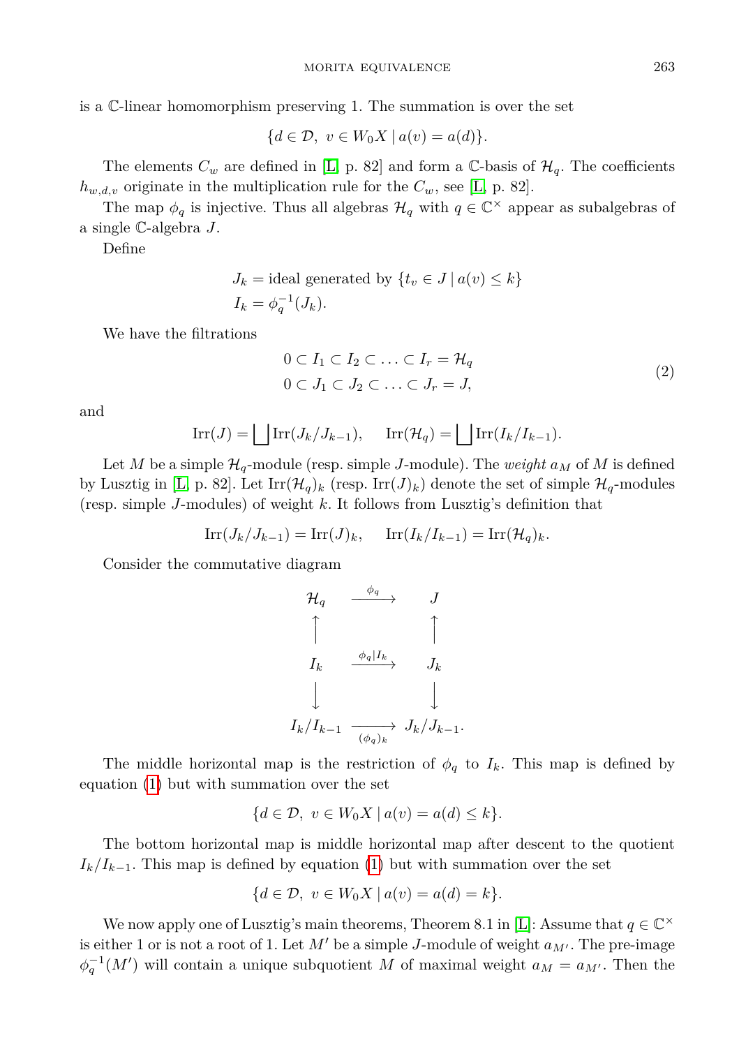is a $\mathbb{C}$-linear homomorphism preserving 1. The summation is over the set

$$\{d \in \mathcal{D},\ v \in W_0X \mid a(v) = a(d)\}.$$

The elements $C_w$ are defined in [L, p. 82] and form a $\mathbb{C}$-basis of $\mathcal{H}_q$. The coefficients $h_{w,d,v}$ originate in the multiplication rule for the $C_w$, see [L, p. 82].

The map $\phi_q$ is injective. Thus all algebras $\mathcal{H}_q$ with $q \in \mathbb{C}^\times$ appear as subalgebras of a single $\mathbb{C}$-algebra $J$.

Define

$$\begin{aligned} J_k &= \text{ideal generated by } \{t_v \in J \mid a(v) \leq k\} \\ I_k &= \phi_q^{-1}(J_k). \end{aligned}$$

We have the filtrations

$$\begin{aligned} 0 \subset I_1 \subset I_2 \subset \ldots \subset I_r = \mathcal{H}_q \\ 0 \subset J_1 \subset J_2 \subset \ldots \subset J_r = J, \end{aligned} \tag{2}$$

and

$$\operatorname{Irr}(J) = \bigsqcup \operatorname{Irr}(J_k/J_{k-1}), \qquad \operatorname{Irr}(\mathcal{H}_q) = \bigsqcup \operatorname{Irr}(I_k/I_{k-1}).$$

Let $M$ be a simple $\mathcal{H}_q$-module (resp. simple $J$-module). The *weight* $a_M$ of $M$ is defined by Lusztig in [L, p. 82]. Let $\operatorname{Irr}(\mathcal{H}_q)_k$ (resp. $\operatorname{Irr}(J)_k$) denote the set of simple $\mathcal{H}_q$-modules (resp. simple $J$-modules) of weight $k$. It follows from Lusztig's definition that

$$\operatorname{Irr}(J_k/J_{k-1}) = \operatorname{Irr}(J)_k, \qquad \operatorname{Irr}(I_k/I_{k-1}) = \operatorname{Irr}(\mathcal{H}_q)_k.$$

Consider the commutative diagram

$$\begin{array}{ccc} \mathcal{H}_q & \xrightarrow{\phi_q} & J \\ \uparrow & & \uparrow \\ I_k & \xrightarrow{\phi_q|I_k} & J_k \\ \downarrow & & \downarrow \\ I_k/I_{k-1} & \xrightarrow[(\phi_q)_k]{} & J_k/J_{k-1}. \end{array}$$

The middle horizontal map is the restriction of $\phi_q$ to $I_k$. This map is defined by equation (1) but with summation over the set

$$\{d \in \mathcal{D},\ v \in W_0X \mid a(v) = a(d) \leq k\}.$$

The bottom horizontal map is middle horizontal map after descent to the quotient $I_k/I_{k-1}$. This map is defined by equation (1) but with summation over the set

$$\{d \in \mathcal{D},\ v \in W_0X \mid a(v) = a(d) = k\}.$$

We now apply one of Lusztig's main theorems, Theorem 8.1 in [L]: Assume that $q \in \mathbb{C}^\times$ is either 1 or is not a root of 1. Let $M'$ be a simple $J$-module of weight $a_{M'}$. The pre-image $\phi_q^{-1}(M')$ will contain a unique subquotient $M$ of maximal weight $a_M = a_{M'}$. Then the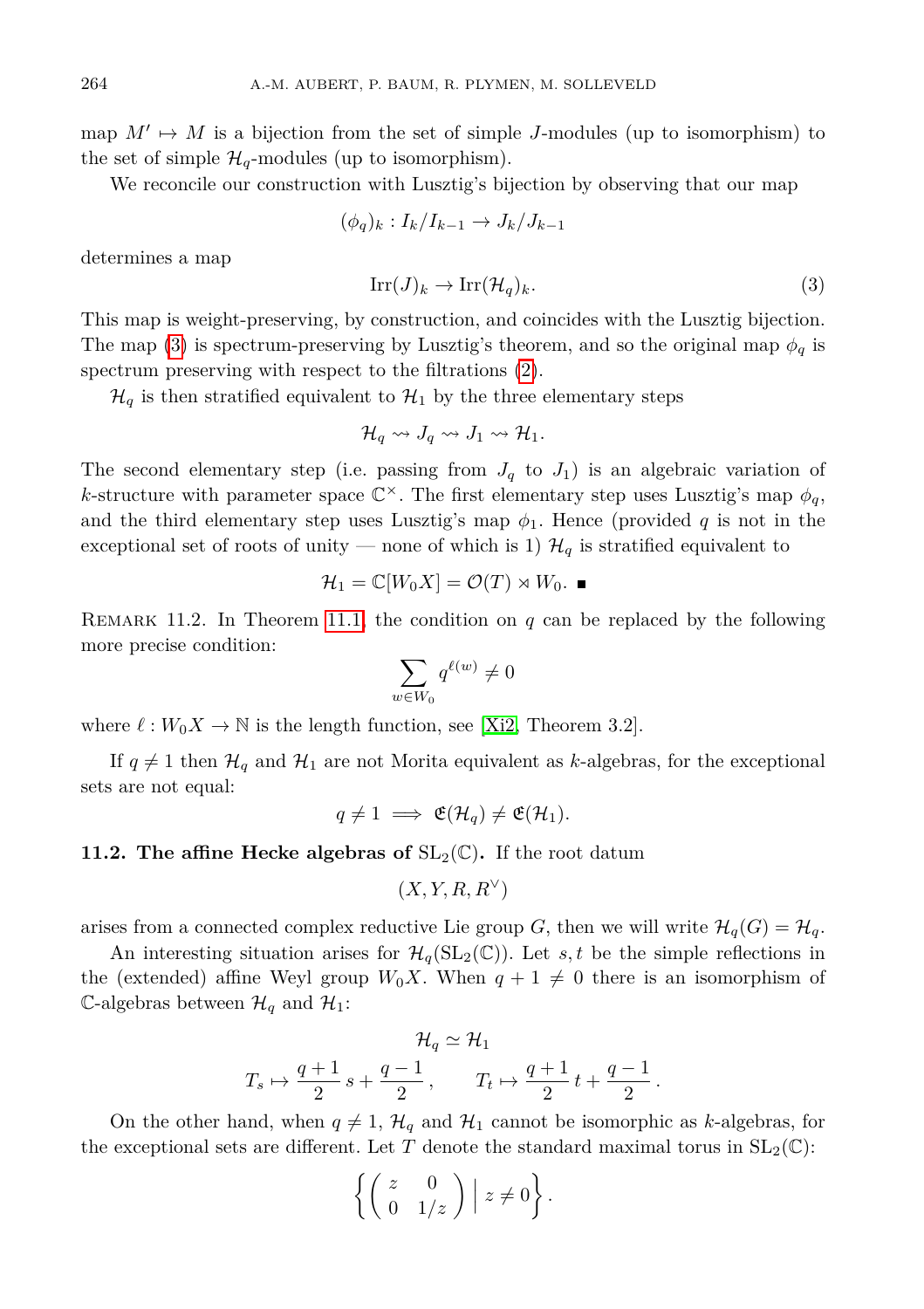map $M' \mapsto M$ is a bijection from the set of simple $J$-modules (up to isomorphism) to the set of simple $\mathcal{H}_q$-modules (up to isomorphism).

We reconcile our construction with Lusztig's bijection by observing that our map

$$(\phi_q)_k : I_k/I_{k-1} \to J_k/J_{k-1}$$

determines a map

$$\mathrm{Irr}(J)_k \to \mathrm{Irr}(\mathcal{H}_q)_k. \tag{3}$$

This map is weight-preserving, by construction, and coincides with the Lusztig bijection. The map (3) is spectrum-preserving by Lusztig's theorem, and so the original map $\phi_q$ is spectrum preserving with respect to the filtrations (2).

$\mathcal{H}_q$ is then stratified equivalent to $\mathcal{H}_1$ by the three elementary steps

$$\mathcal{H}_q \rightsquigarrow J_q \rightsquigarrow J_1 \rightsquigarrow \mathcal{H}_1.$$

The second elementary step (i.e. passing from $J_q$ to $J_1$) is an algebraic variation of $k$-structure with parameter space $\mathbb{C}^\times$. The first elementary step uses Lusztig's map $\phi_q$, and the third elementary step uses Lusztig's map $\phi_1$. Hence (provided $q$ is not in the exceptional set of roots of unity — none of which is 1) $\mathcal{H}_q$ is stratified equivalent to

$$\mathcal{H}_1 = \mathbb{C}[W_0X] = \mathcal{O}(T) \rtimes W_0. \;\blacksquare$$

Remark 11.2. In Theorem 11.1, the condition on $q$ can be replaced by the following more precise condition:

$$\sum_{w \in W_0} q^{\ell(w)} \neq 0$$

where $\ell : W_0X \to \mathbb{N}$ is the length function, see [Xi2, Theorem 3.2].

If $q \neq 1$ then $\mathcal{H}_q$ and $\mathcal{H}_1$ are not Morita equivalent as $k$-algebras, for the exceptional sets are not equal:

$$q \neq 1 \implies \mathfrak{E}(\mathcal{H}_q) \neq \mathfrak{E}(\mathcal{H}_1).$$

**11.2. The affine Hecke algebras of $\mathrm{SL}_2(\mathbb{C})$.** If the root datum

$$(X, Y, R, R^\vee)$$

arises from a connected complex reductive Lie group $G$, then we will write $\mathcal{H}_q(G) = \mathcal{H}_q$.

An interesting situation arises for $\mathcal{H}_q(\mathrm{SL}_2(\mathbb{C}))$. Let $s, t$ be the simple reflections in the (extended) affine Weyl group $W_0X$. When $q + 1 \neq 0$ there is an isomorphism of $\mathbb{C}$-algebras between $\mathcal{H}_q$ and $\mathcal{H}_1$:

$$\mathcal{H}_q \simeq \mathcal{H}_1$$

$$T_s \mapsto \frac{q+1}{2}\, s + \frac{q-1}{2}\,, \qquad T_t \mapsto \frac{q+1}{2}\, t + \frac{q-1}{2}\,.$$

On the other hand, when $q \neq 1$, $\mathcal{H}_q$ and $\mathcal{H}_1$ cannot be isomorphic as $k$-algebras, for the exceptional sets are different. Let $T$ denote the standard maximal torus in $\mathrm{SL}_2(\mathbb{C})$:

$$\left\{ \begin{pmatrix} z & 0 \\ 0 & 1/z \end{pmatrix} \,\Big|\, z \neq 0 \right\}.$$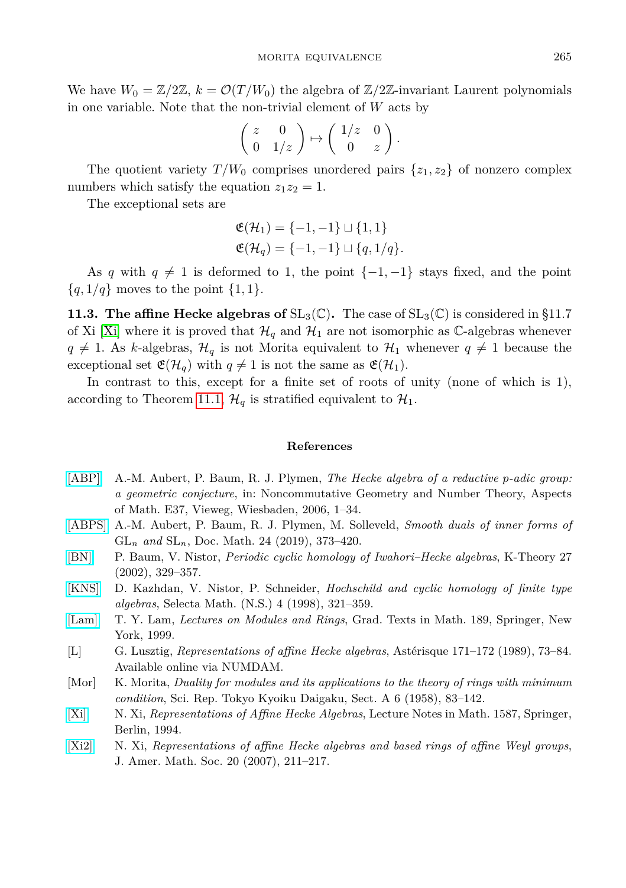We have $W_0 = \mathbb{Z}/2\mathbb{Z}$, $k = \mathcal{O}(T/W_0)$ the algebra of $\mathbb{Z}/2\mathbb{Z}$-invariant Laurent polynomials in one variable. Note that the non-trivial element of $W$ acts by

$$\begin{pmatrix} z & 0 \\ 0 & 1/z \end{pmatrix} \mapsto \begin{pmatrix} 1/z & 0 \\ 0 & z \end{pmatrix}.$$

The quotient variety $T/W_0$ comprises unordered pairs $\{z_1, z_2\}$ of nonzero complex numbers which satisfy the equation $z_1 z_2 = 1$.

The exceptional sets are

$$\mathfrak{E}(\mathcal{H}_1) = \{-1,-1\} \sqcup \{1,1\}$$
$$\mathfrak{E}(\mathcal{H}_q) = \{-1,-1\} \sqcup \{q,1/q\}.$$

As $q$ with $q \neq 1$ is deformed to 1, the point $\{-1,-1\}$ stays fixed, and the point $\{q,1/q\}$ moves to the point $\{1,1\}$.

**11.3. The affine Hecke algebras of $\mathrm{SL}_3(\mathbb{C})$.** The case of $\mathrm{SL}_3(\mathbb{C})$ is considered in §11.7 of Xi [Xi] where it is proved that $\mathcal{H}_q$ and $\mathcal{H}_1$ are not isomorphic as $\mathbb{C}$-algebras whenever $q \neq 1$. As $k$-algebras, $\mathcal{H}_q$ is not Morita equivalent to $\mathcal{H}_1$ whenever $q \neq 1$ because the exceptional set $\mathfrak{E}(\mathcal{H}_q)$ with $q \neq 1$ is not the same as $\mathfrak{E}(\mathcal{H}_1)$.

In contrast to this, except for a finite set of roots of unity (none of which is 1), according to Theorem 11.1, $\mathcal{H}_q$ is stratified equivalent to $\mathcal{H}_1$.

## References

- [ABP] A.-M. Aubert, P. Baum, R. J. Plymen, *The Hecke algebra of a reductive p-adic group: a geometric conjecture*, in: Noncommutative Geometry and Number Theory, Aspects of Math. E37, Vieweg, Wiesbaden, 2006, 1–34.
- [ABPS] A.-M. Aubert, P. Baum, R. J. Plymen, M. Solleveld, *Smooth duals of inner forms of* $\mathrm{GL}_n$ *and* $\mathrm{SL}_n$, Doc. Math. 24 (2019), 373–420.
- [BN] P. Baum, V. Nistor, *Periodic cyclic homology of Iwahori–Hecke algebras*, K-Theory 27 (2002), 329–357.
- [KNS] D. Kazhdan, V. Nistor, P. Schneider, *Hochschild and cyclic homology of finite type algebras*, Selecta Math. (N.S.) 4 (1998), 321–359.
- [Lam] T. Y. Lam, *Lectures on Modules and Rings*, Grad. Texts in Math. 189, Springer, New York, 1999.
- [L] G. Lusztig, *Representations of affine Hecke algebras*, Astérisque 171–172 (1989), 73–84. Available online via NUMDAM.
- [Mor] K. Morita, *Duality for modules and its applications to the theory of rings with minimum condition*, Sci. Rep. Tokyo Kyoiku Daigaku, Sect. A 6 (1958), 83–142.
- [Xi] N. Xi, *Representations of Affine Hecke Algebras*, Lecture Notes in Math. 1587, Springer, Berlin, 1994.
- [Xi2] N. Xi, *Representations of affine Hecke algebras and based rings of affine Weyl groups*, J. Amer. Math. Soc. 20 (2007), 211–217.